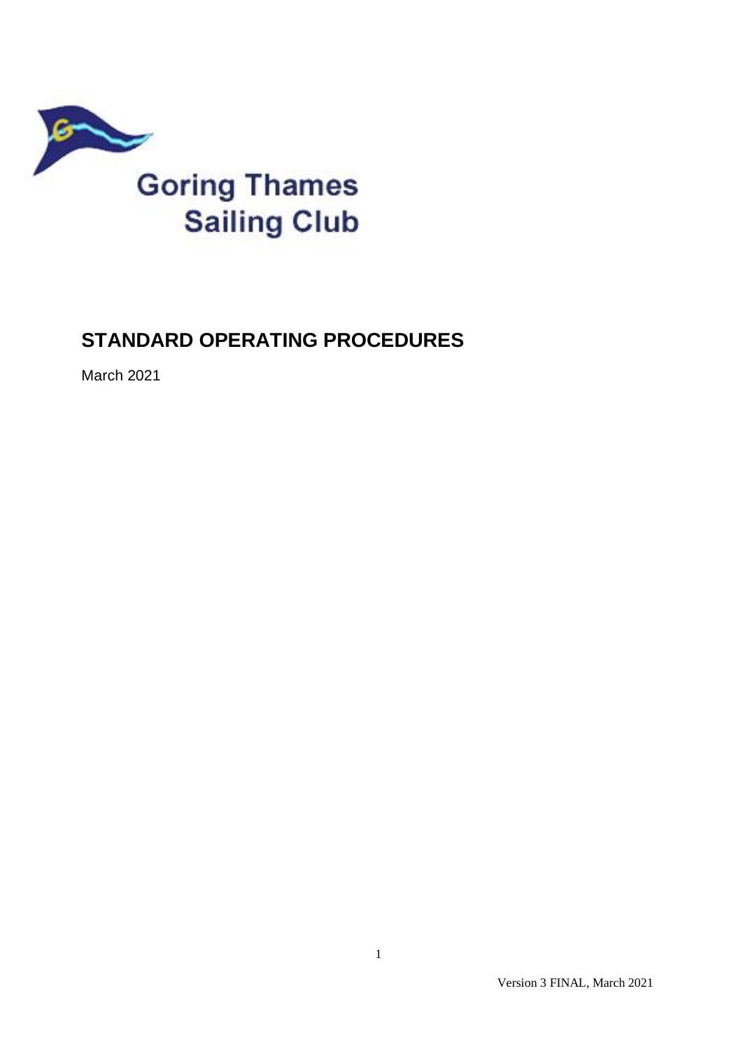Goring Thames Sailing Club

# STANDARD OPERATING PROCEDURES

March 2021

Version 3 FINAL, March 2021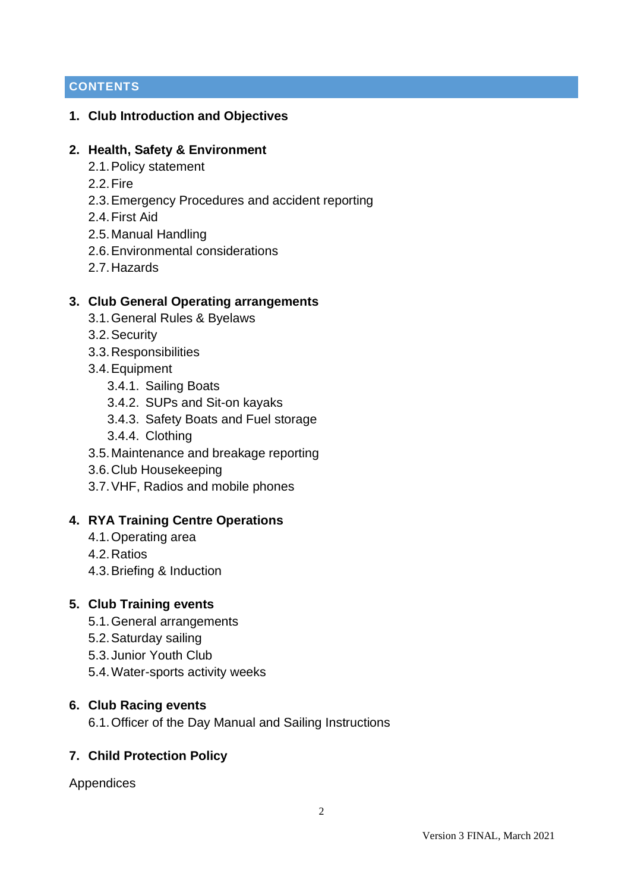## CONTENTS

1. **Club Introduction and Objectives**

2. **Health, Safety & Environment**
    - 2.1. Policy statement
    - 2.2. Fire
    - 2.3. Emergency Procedures and accident reporting
    - 2.4. First Aid
    - 2.5. Manual Handling
    - 2.6. Environmental considerations
    - 2.7. Hazards

3. **Club General Operating arrangements**
    - 3.1. General Rules & Byelaws
    - 3.2. Security
    - 3.3. Responsibilities
    - 3.4. Equipment
        - 3.4.1. Sailing Boats
        - 3.4.2. SUPs and Sit-on kayaks
        - 3.4.3. Safety Boats and Fuel storage
        - 3.4.4. Clothing
    - 3.5. Maintenance and breakage reporting
    - 3.6. Club Housekeeping
    - 3.7. VHF, Radios and mobile phones

4. **RYA Training Centre Operations**
    - 4.1. Operating area
    - 4.2. Ratios
    - 4.3. Briefing & Induction

5. **Club Training events**
    - 5.1. General arrangements
    - 5.2. Saturday sailing
    - 5.3. Junior Youth Club
    - 5.4. Water-sports activity weeks

6. **Club Racing events**
    - 6.1. Officer of the Day Manual and Sailing Instructions

7. **Child Protection Policy**

Appendices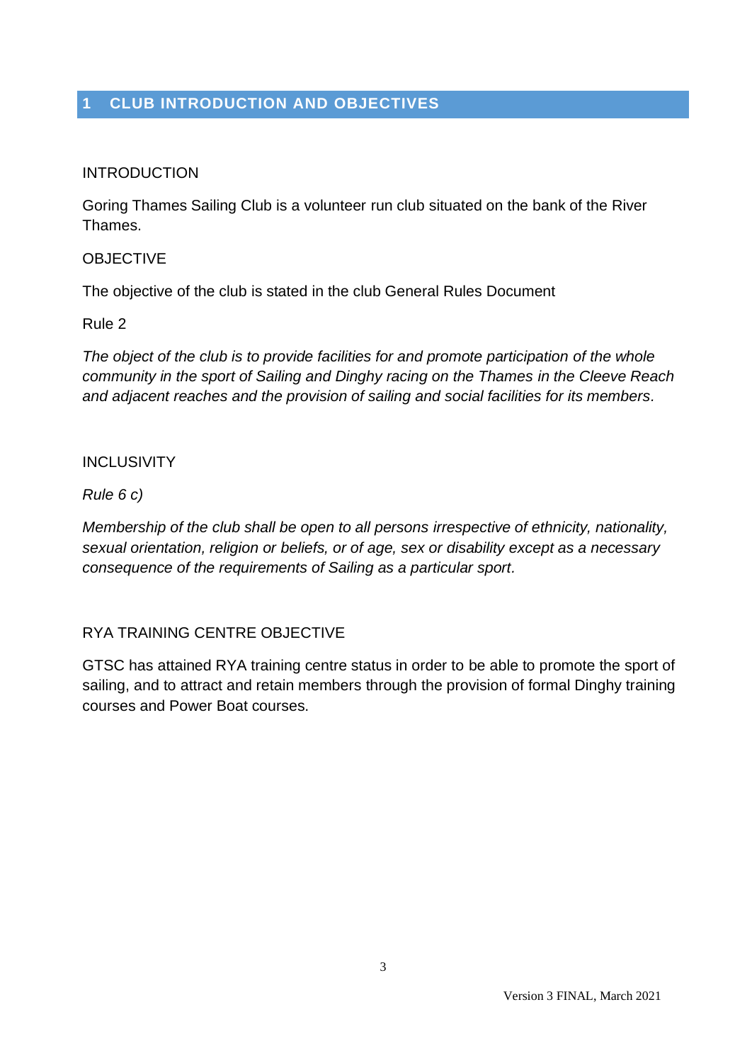# 1 CLUB INTRODUCTION AND OBJECTIVES

INTRODUCTION

Goring Thames Sailing Club is a volunteer run club situated on the bank of the River Thames.

OBJECTIVE

The objective of the club is stated in the club General Rules Document

Rule 2

*The object of the club is to provide facilities for and promote participation of the whole community in the sport of Sailing and Dinghy racing on the Thames in the Cleeve Reach and adjacent reaches and the provision of sailing and social facilities for its members*.

INCLUSIVITY

*Rule 6 c)*

*Membership of the club shall be open to all persons irrespective of ethnicity, nationality, sexual orientation, religion or beliefs, or of age, sex or disability except as a necessary consequence of the requirements of Sailing as a particular sport.*

RYA TRAINING CENTRE OBJECTIVE

GTSC has attained RYA training centre status in order to be able to promote the sport of sailing, and to attract and retain members through the provision of formal Dinghy training courses and Power Boat courses.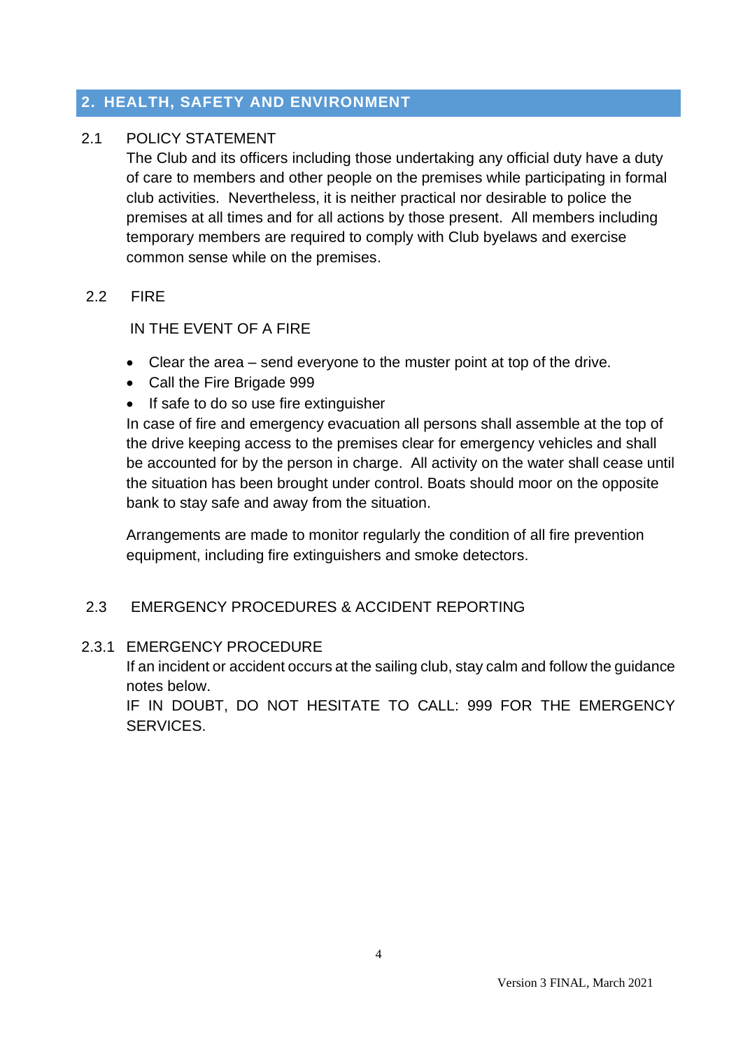## 2. HEALTH, SAFETY AND ENVIRONMENT

### 2.1 POLICY STATEMENT

The Club and its officers including those undertaking any official duty have a duty of care to members and other people on the premises while participating in formal club activities. Nevertheless, it is neither practical nor desirable to police the premises at all times and for all actions by those present. All members including temporary members are required to comply with Club byelaws and exercise common sense while on the premises.

### 2.2 FIRE

IN THE EVENT OF A FIRE

- Clear the area – send everyone to the muster point at top of the drive.
- Call the Fire Brigade 999
- If safe to do so use fire extinguisher

In case of fire and emergency evacuation all persons shall assemble at the top of the drive keeping access to the premises clear for emergency vehicles and shall be accounted for by the person in charge. All activity on the water shall cease until the situation has been brought under control. Boats should moor on the opposite bank to stay safe and away from the situation.

Arrangements are made to monitor regularly the condition of all fire prevention equipment, including fire extinguishers and smoke detectors.

### 2.3 EMERGENCY PROCEDURES & ACCIDENT REPORTING

#### 2.3.1 EMERGENCY PROCEDURE

If an incident or accident occurs at the sailing club, stay calm and follow the guidance notes below.

IF IN DOUBT, DO NOT HESITATE TO CALL: 999 FOR THE EMERGENCY SERVICES.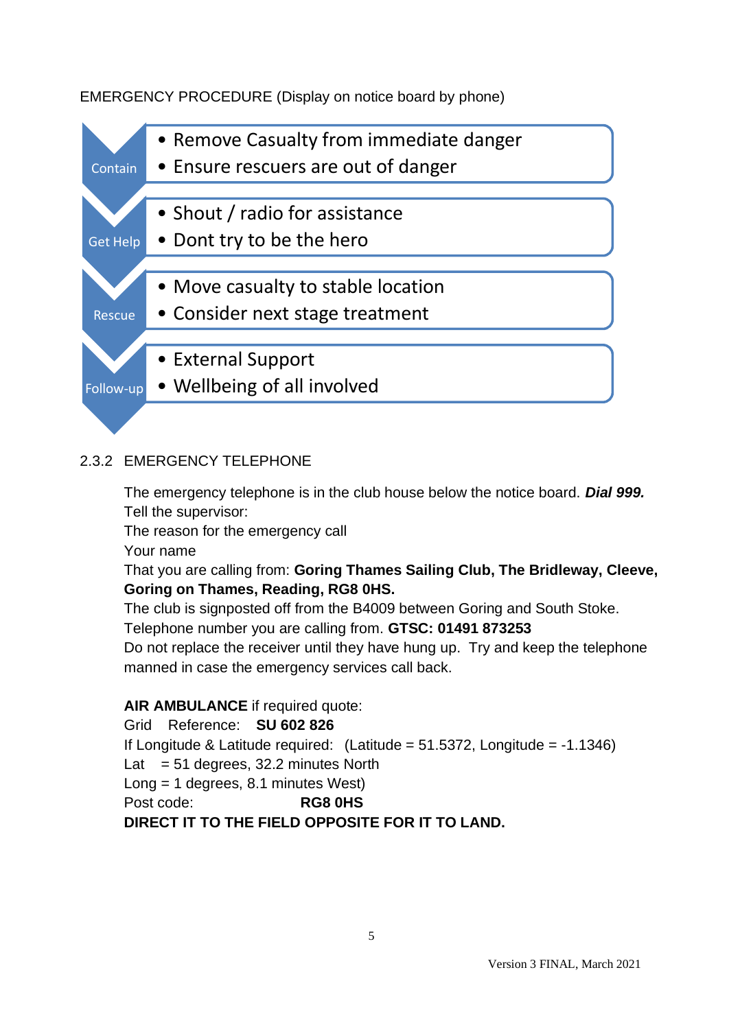EMERGENCY PROCEDURE (Display on notice board by phone)

**Contain**
- Remove Casualty from immediate danger
- Ensure rescuers are out of danger

**Get Help**
- Shout / radio for assistance
- Dont try to be the hero

**Rescue**
- Move casualty to stable location
- Consider next stage treatment

**Follow-up**
- External Support
- Wellbeing of all involved

### 2.3.2 EMERGENCY TELEPHONE

The emergency telephone is in the club house below the notice board. ***Dial 999.***
Tell the supervisor:
The reason for the emergency call
Your name
That you are calling from: **Goring Thames Sailing Club, The Bridleway, Cleeve, Goring on Thames, Reading, RG8 0HS.**
The club is signposted off from the B4009 between Goring and South Stoke.
Telephone number you are calling from. **GTSC: 01491 873253**
Do not replace the receiver until they have hung up. Try and keep the telephone manned in case the emergency services call back.

**AIR AMBULANCE** if required quote:
Grid Reference: **SU 602 826**
If Longitude & Latitude required: (Latitude = 51.5372, Longitude = -1.1346)
Lat = 51 degrees, 32.2 minutes North
Long = 1 degrees, 8.1 minutes West)
Post code: **RG8 0HS**
**DIRECT IT TO THE FIELD OPPOSITE FOR IT TO LAND.**

Version 3 FINAL, March 2021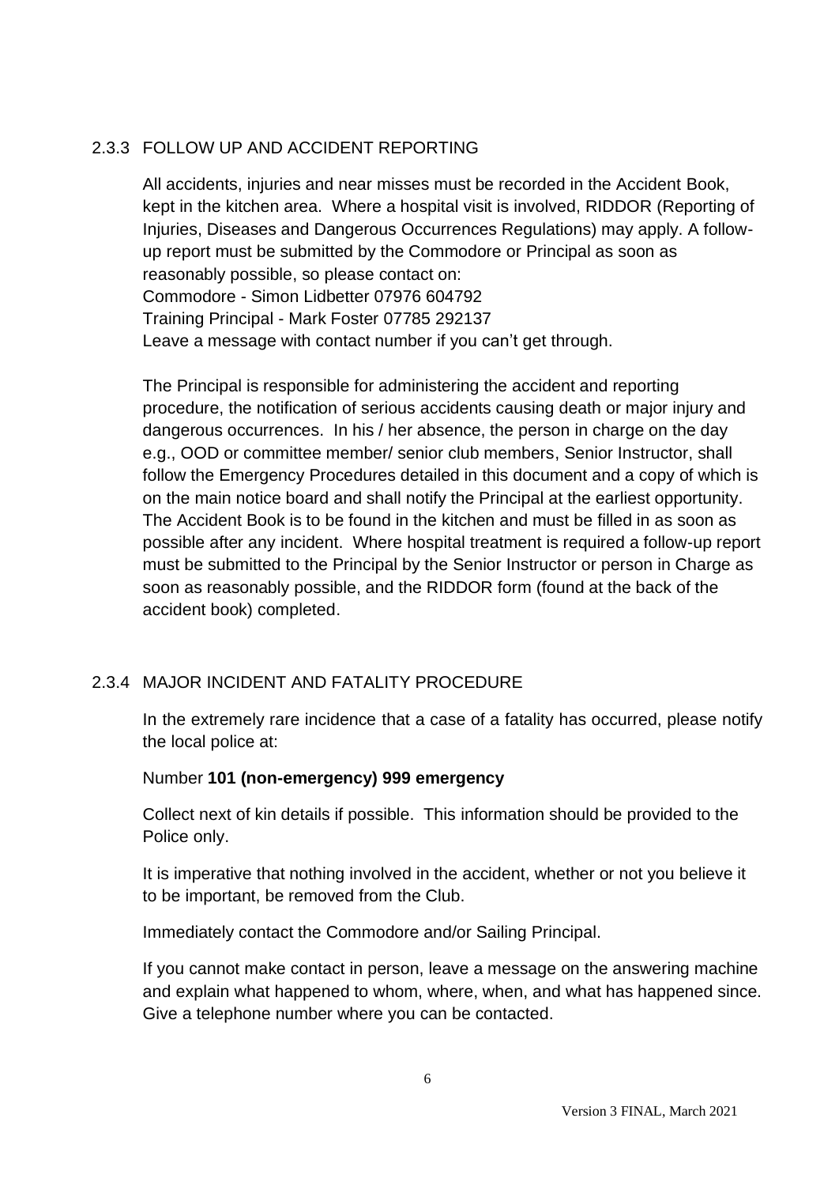### 2.3.3 FOLLOW UP AND ACCIDENT REPORTING

All accidents, injuries and near misses must be recorded in the Accident Book, kept in the kitchen area. Where a hospital visit is involved, RIDDOR (Reporting of Injuries, Diseases and Dangerous Occurrences Regulations) may apply. A follow-up report must be submitted by the Commodore or Principal as soon as reasonably possible, so please contact on:
Commodore - Simon Lidbetter 07976 604792
Training Principal - Mark Foster 07785 292137
Leave a message with contact number if you can't get through.

The Principal is responsible for administering the accident and reporting procedure, the notification of serious accidents causing death or major injury and dangerous occurrences. In his / her absence, the person in charge on the day e.g., OOD or committee member/ senior club members, Senior Instructor, shall follow the Emergency Procedures detailed in this document and a copy of which is on the main notice board and shall notify the Principal at the earliest opportunity. The Accident Book is to be found in the kitchen and must be filled in as soon as possible after any incident. Where hospital treatment is required a follow-up report must be submitted to the Principal by the Senior Instructor or person in Charge as soon as reasonably possible, and the RIDDOR form (found at the back of the accident book) completed.

### 2.3.4 MAJOR INCIDENT AND FATALITY PROCEDURE

In the extremely rare incidence that a case of a fatality has occurred, please notify the local police at:

Number **101 (non-emergency) 999 emergency**

Collect next of kin details if possible. This information should be provided to the Police only.

It is imperative that nothing involved in the accident, whether or not you believe it to be important, be removed from the Club.

Immediately contact the Commodore and/or Sailing Principal.

If you cannot make contact in person, leave a message on the answering machine and explain what happened to whom, where, when, and what has happened since. Give a telephone number where you can be contacted.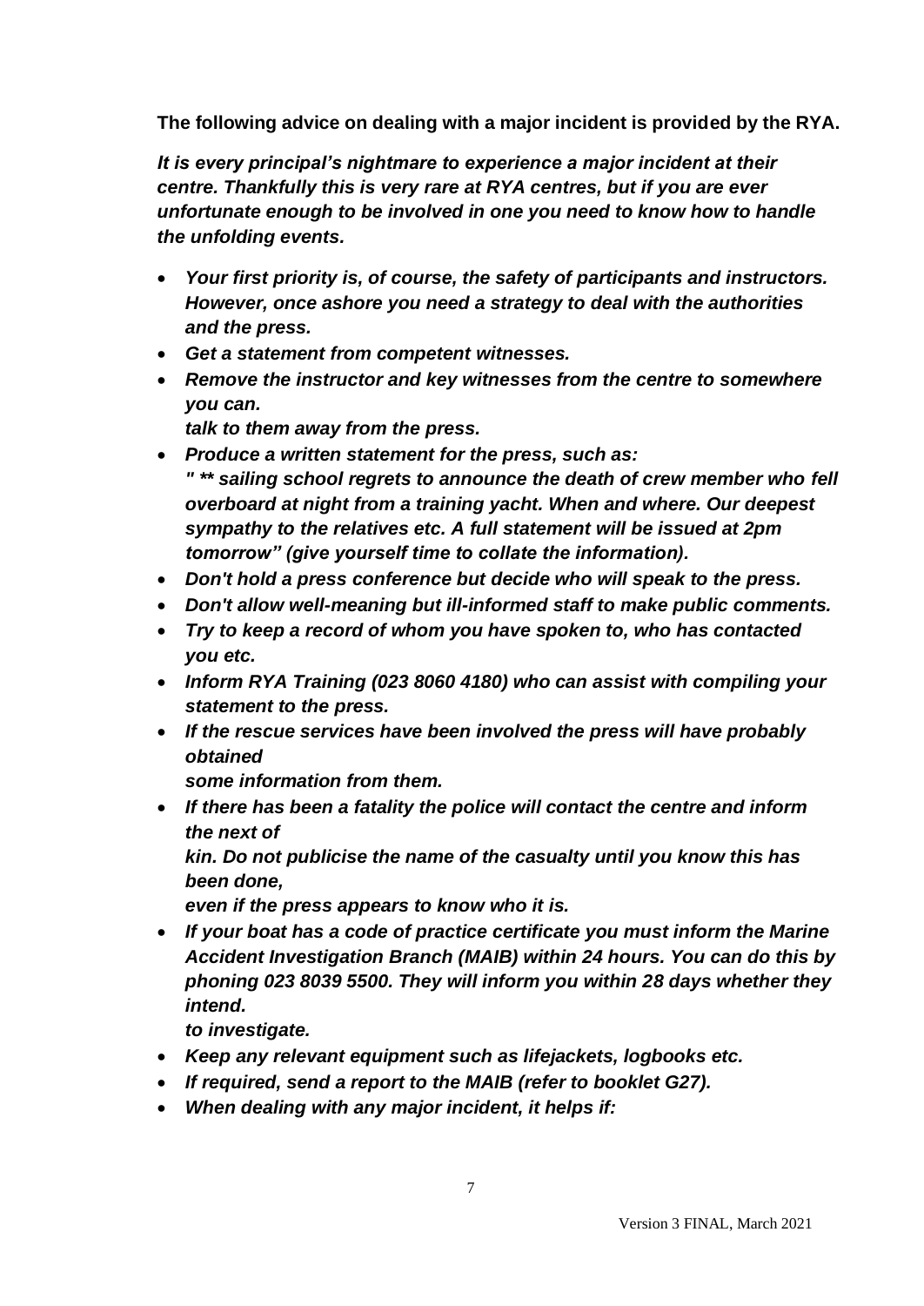**The following advice on dealing with a major incident is provided by the RYA.**

***It is every principal's nightmare to experience a major incident at their centre. Thankfully this is very rare at RYA centres, but if you are ever unfortunate enough to be involved in one you need to know how to handle the unfolding events.***

- ***Your first priority is, of course, the safety of participants and instructors. However, once ashore you need a strategy to deal with the authorities and the press.***
- ***Get a statement from competent witnesses.***
- ***Remove the instructor and key witnesses from the centre to somewhere you can.***
  ***talk to them away from the press.***
- ***Produce a written statement for the press, such as:***
  ***" ** sailing school regrets to announce the death of crew member who fell overboard at night from a training yacht. When and where. Our deepest sympathy to the relatives etc. A full statement will be issued at 2pm tomorrow" (give yourself time to collate the information).***
- ***Don't hold a press conference but decide who will speak to the press.***
- ***Don't allow well-meaning but ill-informed staff to make public comments.***
- ***Try to keep a record of whom you have spoken to, who has contacted you etc.***
- ***Inform RYA Training (023 8060 4180) who can assist with compiling your statement to the press.***
- ***If the rescue services have been involved the press will have probably obtained***
  ***some information from them.***
- ***If there has been a fatality the police will contact the centre and inform the next of***
  ***kin. Do not publicise the name of the casualty until you know this has been done,***
  ***even if the press appears to know who it is.***
- ***If your boat has a code of practice certificate you must inform the Marine Accident Investigation Branch (MAIB) within 24 hours. You can do this by phoning 023 8039 5500. They will inform you within 28 days whether they intend.***
  ***to investigate.***
- ***Keep any relevant equipment such as lifejackets, logbooks etc.***
- ***If required, send a report to the MAIB (refer to booklet G27).***
- ***When dealing with any major incident, it helps if:***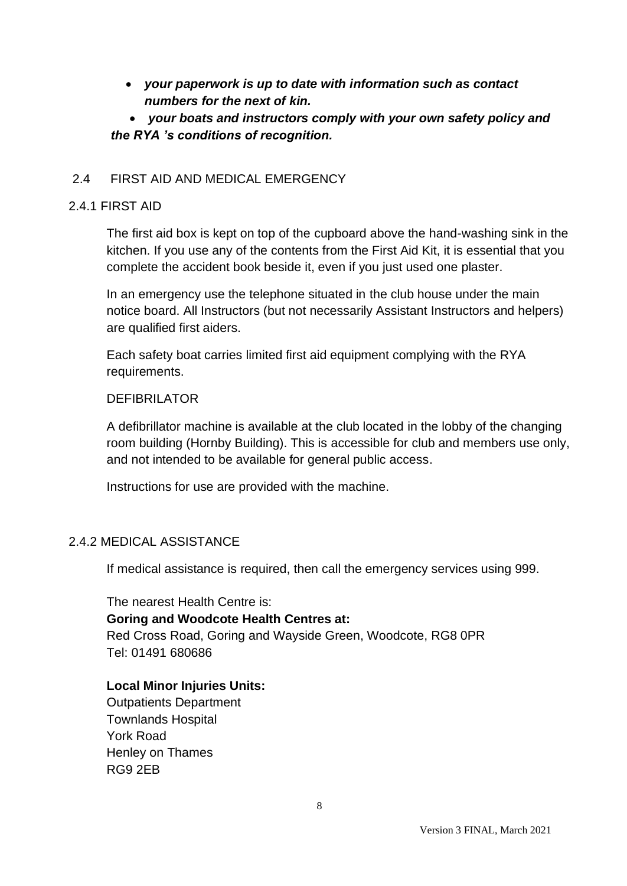- ***your paperwork is up to date with information such as contact numbers for the next of kin.***
- ***your boats and instructors comply with your own safety policy and the RYA 's conditions of recognition.***

## 2.4 FIRST AID AND MEDICAL EMERGENCY

### 2.4.1 FIRST AID

The first aid box is kept on top of the cupboard above the hand-washing sink in the kitchen. If you use any of the contents from the First Aid Kit, it is essential that you complete the accident book beside it, even if you just used one plaster.

In an emergency use the telephone situated in the club house under the main notice board. All Instructors (but not necessarily Assistant Instructors and helpers) are qualified first aiders.

Each safety boat carries limited first aid equipment complying with the RYA requirements.

DEFIBRILATOR

A defibrillator machine is available at the club located in the lobby of the changing room building (Hornby Building). This is accessible for club and members use only, and not intended to be available for general public access.

Instructions for use are provided with the machine.

### 2.4.2 MEDICAL ASSISTANCE

If medical assistance is required, then call the emergency services using 999.

The nearest Health Centre is:
**Goring and Woodcote Health Centres at:**
Red Cross Road, Goring and Wayside Green, Woodcote, RG8 0PR
Tel: 01491 680686

**Local Minor Injuries Units:**
Outpatients Department
Townlands Hospital
York Road
Henley on Thames
RG9 2EB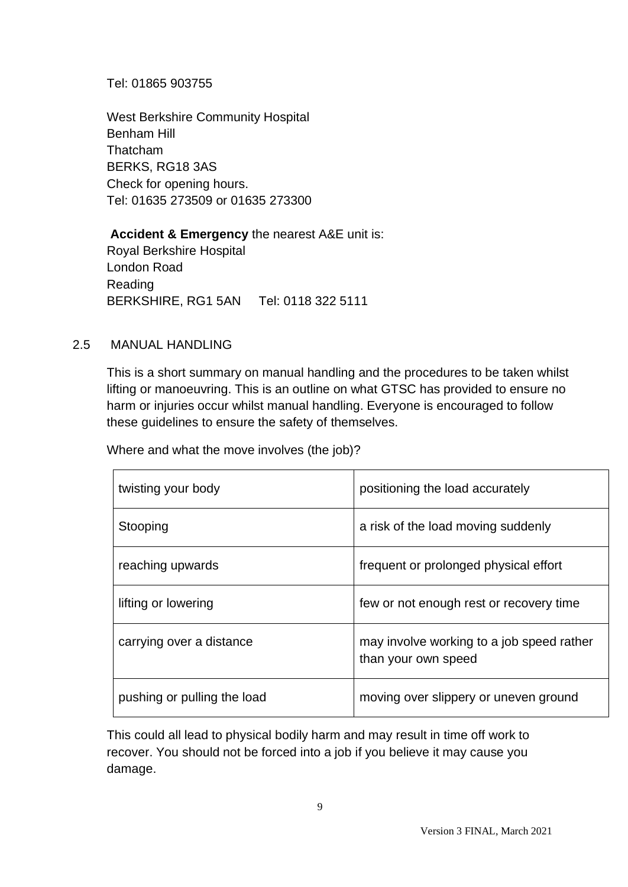Tel: 01865 903755

West Berkshire Community Hospital
Benham Hill
Thatcham
BERKS, RG18 3AS
Check for opening hours.
Tel: 01635 273509 or 01635 273300

**Accident & Emergency** the nearest A&E unit is:
Royal Berkshire Hospital
London Road
Reading
BERKSHIRE, RG1 5AN Tel: 0118 322 5111

## 2.5 MANUAL HANDLING

This is a short summary on manual handling and the procedures to be taken whilst lifting or manoeuvring. This is an outline on what GTSC has provided to ensure no harm or injuries occur whilst manual handling. Everyone is encouraged to follow these guidelines to ensure the safety of themselves.

Where and what the move involves (the job)?

| | |
|---|---|
| twisting your body | positioning the load accurately |
| Stooping | a risk of the load moving suddenly |
| reaching upwards | frequent or prolonged physical effort |
| lifting or lowering | few or not enough rest or recovery time |
| carrying over a distance | may involve working to a job speed rather than your own speed |
| pushing or pulling the load | moving over slippery or uneven ground |

This could all lead to physical bodily harm and may result in time off work to recover. You should not be forced into a job if you believe it may cause you damage.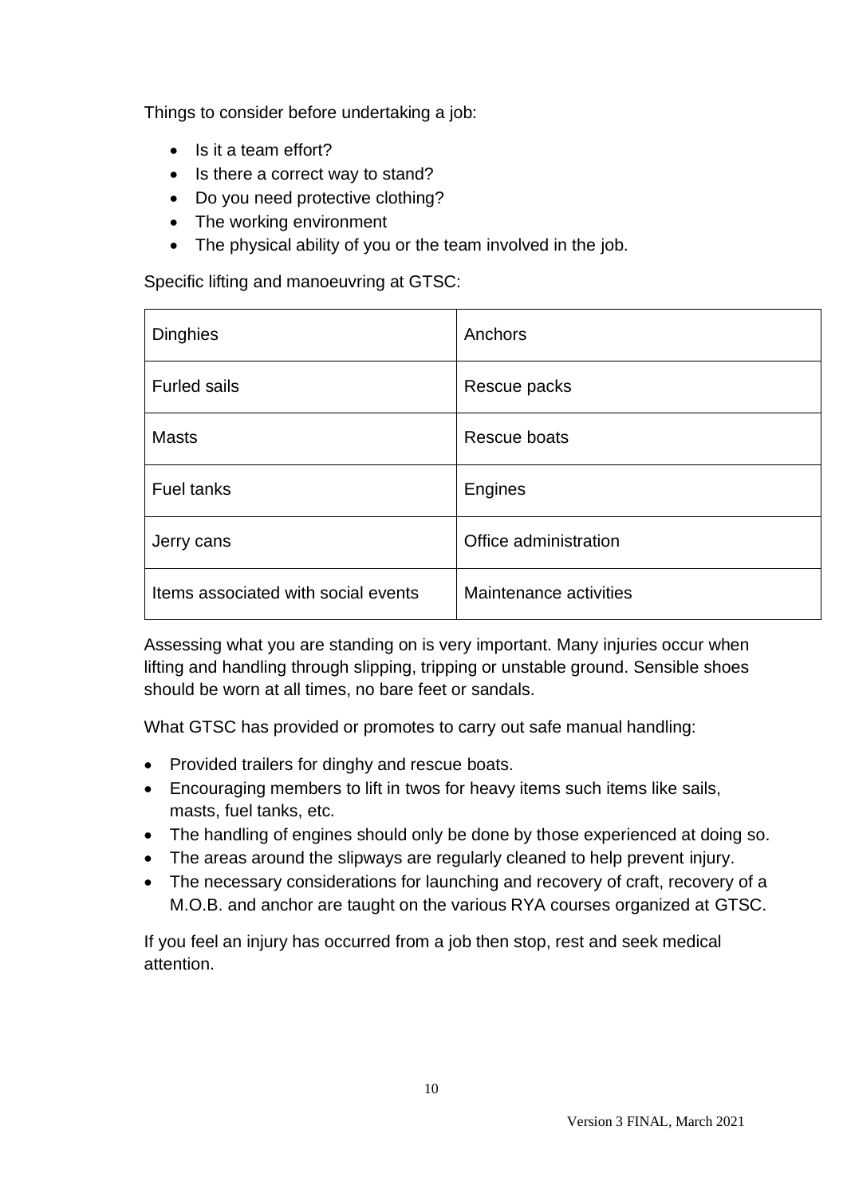Things to consider before undertaking a job:

- Is it a team effort?
- Is there a correct way to stand?
- Do you need protective clothing?
- The working environment
- The physical ability of you or the team involved in the job.

Specific lifting and manoeuvring at GTSC:

| | |
|---|---|
| Dinghies | Anchors |
| Furled sails | Rescue packs |
| Masts | Rescue boats |
| Fuel tanks | Engines |
| Jerry cans | Office administration |
| Items associated with social events | Maintenance activities |

Assessing what you are standing on is very important. Many injuries occur when lifting and handling through slipping, tripping or unstable ground. Sensible shoes should be worn at all times, no bare feet or sandals.

What GTSC has provided or promotes to carry out safe manual handling:

- Provided trailers for dinghy and rescue boats.
- Encouraging members to lift in twos for heavy items such items like sails, masts, fuel tanks, etc.
- The handling of engines should only be done by those experienced at doing so.
- The areas around the slipways are regularly cleaned to help prevent injury.
- The necessary considerations for launching and recovery of craft, recovery of a M.O.B. and anchor are taught on the various RYA courses organized at GTSC.

If you feel an injury has occurred from a job then stop, rest and seek medical attention.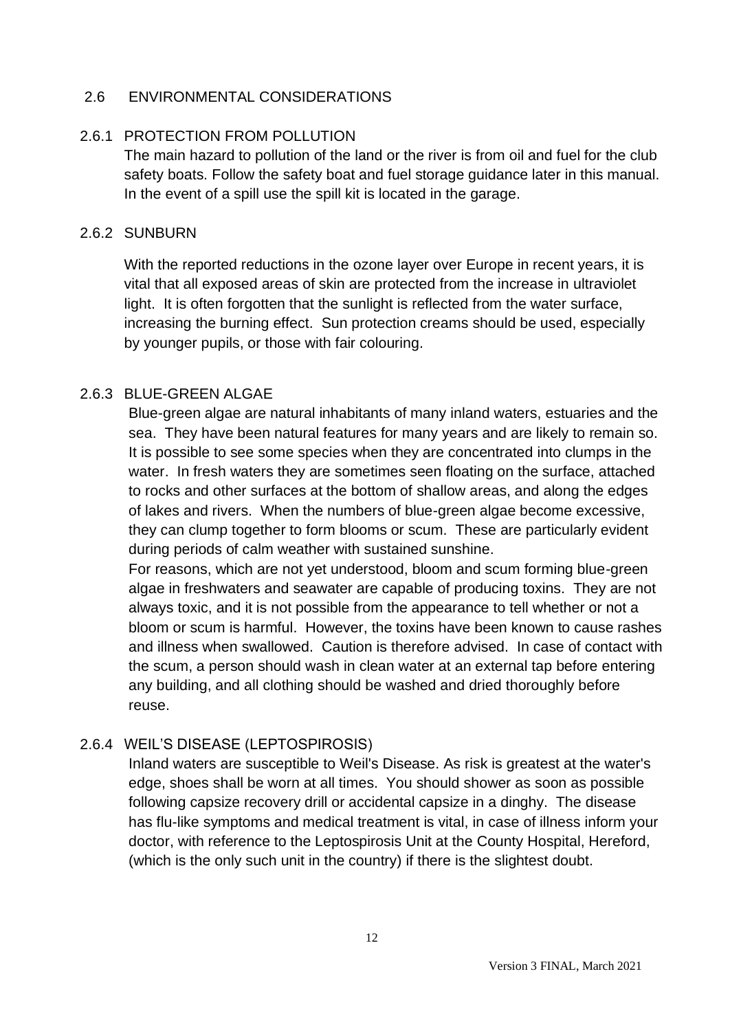## 2.6 ENVIRONMENTAL CONSIDERATIONS

### 2.6.1 PROTECTION FROM POLLUTION

The main hazard to pollution of the land or the river is from oil and fuel for the club safety boats. Follow the safety boat and fuel storage guidance later in this manual. In the event of a spill use the spill kit is located in the garage.

### 2.6.2 SUNBURN

With the reported reductions in the ozone layer over Europe in recent years, it is vital that all exposed areas of skin are protected from the increase in ultraviolet light. It is often forgotten that the sunlight is reflected from the water surface, increasing the burning effect. Sun protection creams should be used, especially by younger pupils, or those with fair colouring.

### 2.6.3 BLUE-GREEN ALGAE

Blue-green algae are natural inhabitants of many inland waters, estuaries and the sea. They have been natural features for many years and are likely to remain so. It is possible to see some species when they are concentrated into clumps in the water. In fresh waters they are sometimes seen floating on the surface, attached to rocks and other surfaces at the bottom of shallow areas, and along the edges of lakes and rivers. When the numbers of blue-green algae become excessive, they can clump together to form blooms or scum. These are particularly evident during periods of calm weather with sustained sunshine.

For reasons, which are not yet understood, bloom and scum forming blue-green algae in freshwaters and seawater are capable of producing toxins. They are not always toxic, and it is not possible from the appearance to tell whether or not a bloom or scum is harmful. However, the toxins have been known to cause rashes and illness when swallowed. Caution is therefore advised. In case of contact with the scum, a person should wash in clean water at an external tap before entering any building, and all clothing should be washed and dried thoroughly before reuse.

### 2.6.4 WEIL'S DISEASE (LEPTOSPIROSIS)

Inland waters are susceptible to Weil's Disease. As risk is greatest at the water's edge, shoes shall be worn at all times. You should shower as soon as possible following capsize recovery drill or accidental capsize in a dinghy. The disease has flu-like symptoms and medical treatment is vital, in case of illness inform your doctor, with reference to the Leptospirosis Unit at the County Hospital, Hereford, (which is the only such unit in the country) if there is the slightest doubt.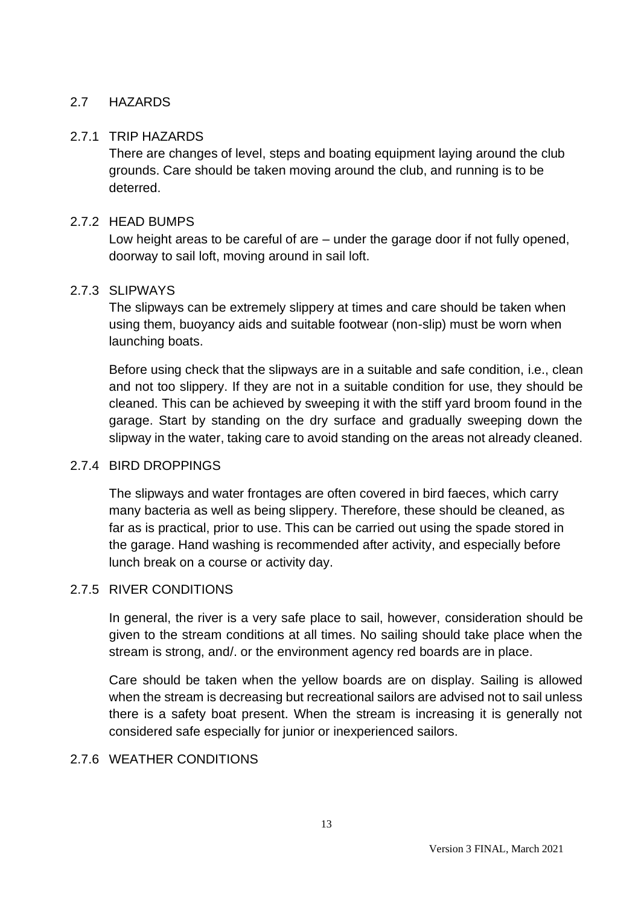## 2.7 HAZARDS

### 2.7.1 TRIP HAZARDS

There are changes of level, steps and boating equipment laying around the club grounds. Care should be taken moving around the club, and running is to be deterred.

### 2.7.2 HEAD BUMPS

Low height areas to be careful of are – under the garage door if not fully opened, doorway to sail loft, moving around in sail loft.

### 2.7.3 SLIPWAYS

The slipways can be extremely slippery at times and care should be taken when using them, buoyancy aids and suitable footwear (non-slip) must be worn when launching boats.

Before using check that the slipways are in a suitable and safe condition, i.e., clean and not too slippery. If they are not in a suitable condition for use, they should be cleaned. This can be achieved by sweeping it with the stiff yard broom found in the garage. Start by standing on the dry surface and gradually sweeping down the slipway in the water, taking care to avoid standing on the areas not already cleaned.

### 2.7.4 BIRD DROPPINGS

The slipways and water frontages are often covered in bird faeces, which carry many bacteria as well as being slippery. Therefore, these should be cleaned, as far as is practical, prior to use. This can be carried out using the spade stored in the garage. Hand washing is recommended after activity, and especially before lunch break on a course or activity day.

### 2.7.5 RIVER CONDITIONS

In general, the river is a very safe place to sail, however, consideration should be given to the stream conditions at all times. No sailing should take place when the stream is strong, and/. or the environment agency red boards are in place.

Care should be taken when the yellow boards are on display. Sailing is allowed when the stream is decreasing but recreational sailors are advised not to sail unless there is a safety boat present. When the stream is increasing it is generally not considered safe especially for junior or inexperienced sailors.

### 2.7.6 WEATHER CONDITIONS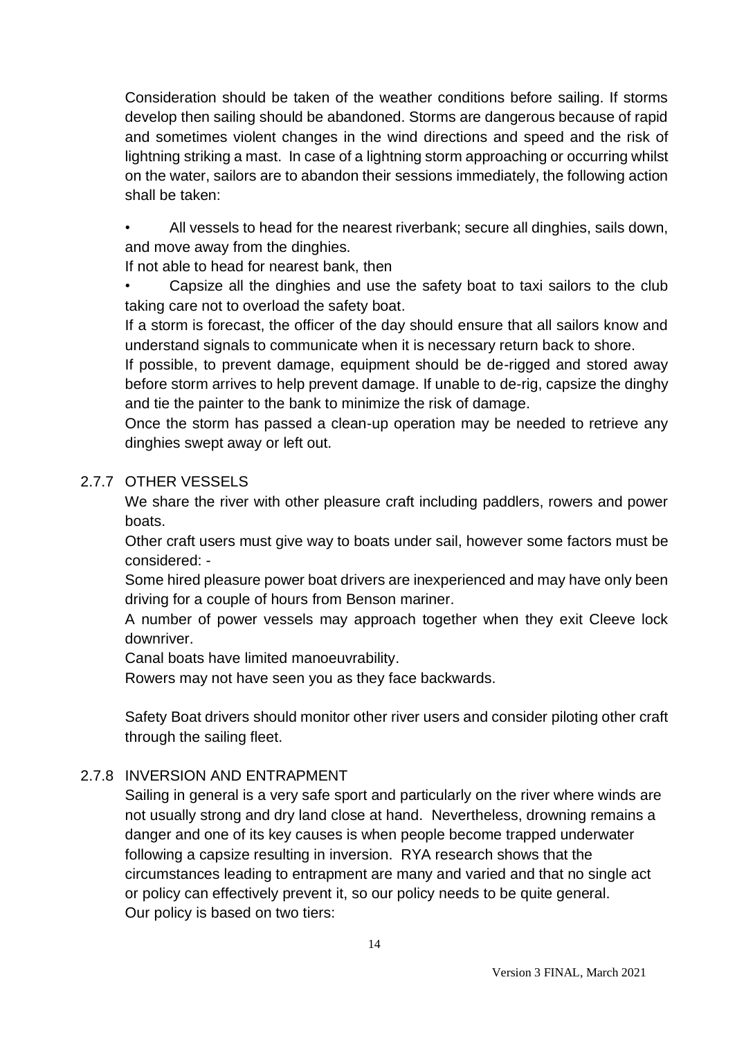Consideration should be taken of the weather conditions before sailing. If storms develop then sailing should be abandoned. Storms are dangerous because of rapid and sometimes violent changes in the wind directions and speed and the risk of lightning striking a mast. In case of a lightning storm approaching or occurring whilst on the water, sailors are to abandon their sessions immediately, the following action shall be taken:

- All vessels to head for the nearest riverbank; secure all dinghies, sails down, and move away from the dinghies.

If not able to head for nearest bank, then

- Capsize all the dinghies and use the safety boat to taxi sailors to the club taking care not to overload the safety boat.

If a storm is forecast, the officer of the day should ensure that all sailors know and understand signals to communicate when it is necessary return back to shore.

If possible, to prevent damage, equipment should be de-rigged and stored away before storm arrives to help prevent damage. If unable to de-rig, capsize the dinghy and tie the painter to the bank to minimize the risk of damage.

Once the storm has passed a clean-up operation may be needed to retrieve any dinghies swept away or left out.

### 2.7.7 OTHER VESSELS

We share the river with other pleasure craft including paddlers, rowers and power boats.

Other craft users must give way to boats under sail, however some factors must be considered: -

Some hired pleasure power boat drivers are inexperienced and may have only been driving for a couple of hours from Benson mariner.

A number of power vessels may approach together when they exit Cleeve lock downriver.

Canal boats have limited manoeuvrability.

Rowers may not have seen you as they face backwards.

Safety Boat drivers should monitor other river users and consider piloting other craft through the sailing fleet.

### 2.7.8 INVERSION AND ENTRAPMENT

Sailing in general is a very safe sport and particularly on the river where winds are not usually strong and dry land close at hand. Nevertheless, drowning remains a danger and one of its key causes is when people become trapped underwater following a capsize resulting in inversion. RYA research shows that the circumstances leading to entrapment are many and varied and that no single act or policy can effectively prevent it, so our policy needs to be quite general.

Our policy is based on two tiers: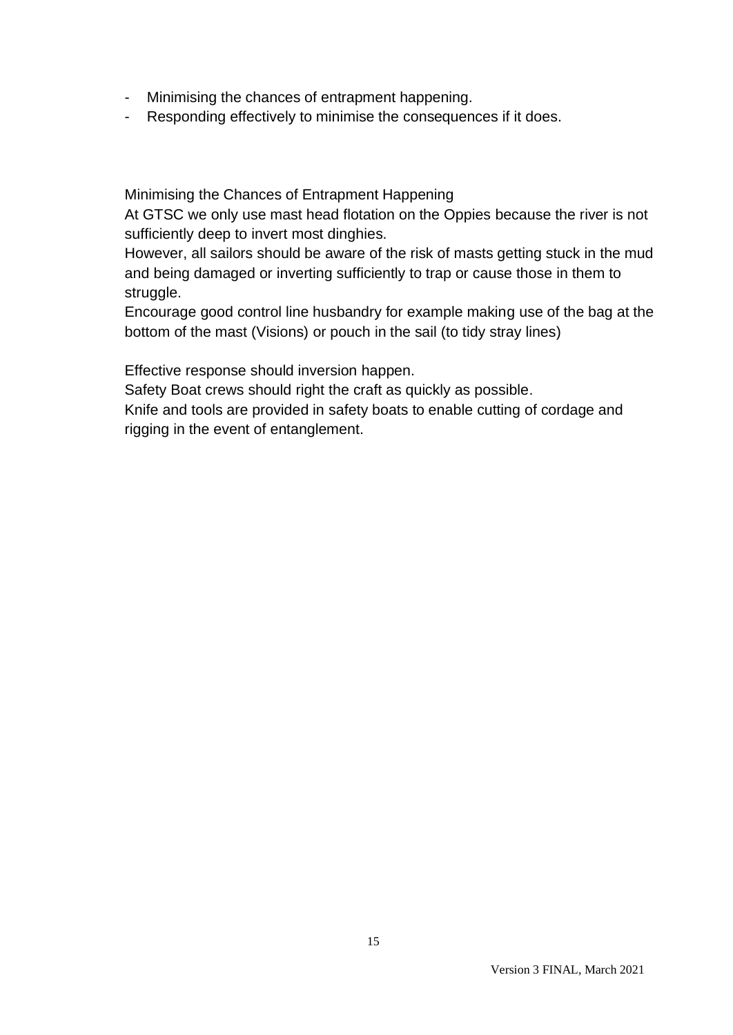- Minimising the chances of entrapment happening.
- Responding effectively to minimise the consequences if it does.

Minimising the Chances of Entrapment Happening

At GTSC we only use mast head flotation on the Oppies because the river is not sufficiently deep to invert most dinghies.

However, all sailors should be aware of the risk of masts getting stuck in the mud and being damaged or inverting sufficiently to trap or cause those in them to struggle.

Encourage good control line husbandry for example making use of the bag at the bottom of the mast (Visions) or pouch in the sail (to tidy stray lines)

Effective response should inversion happen.

Safety Boat crews should right the craft as quickly as possible.

Knife and tools are provided in safety boats to enable cutting of cordage and rigging in the event of entanglement.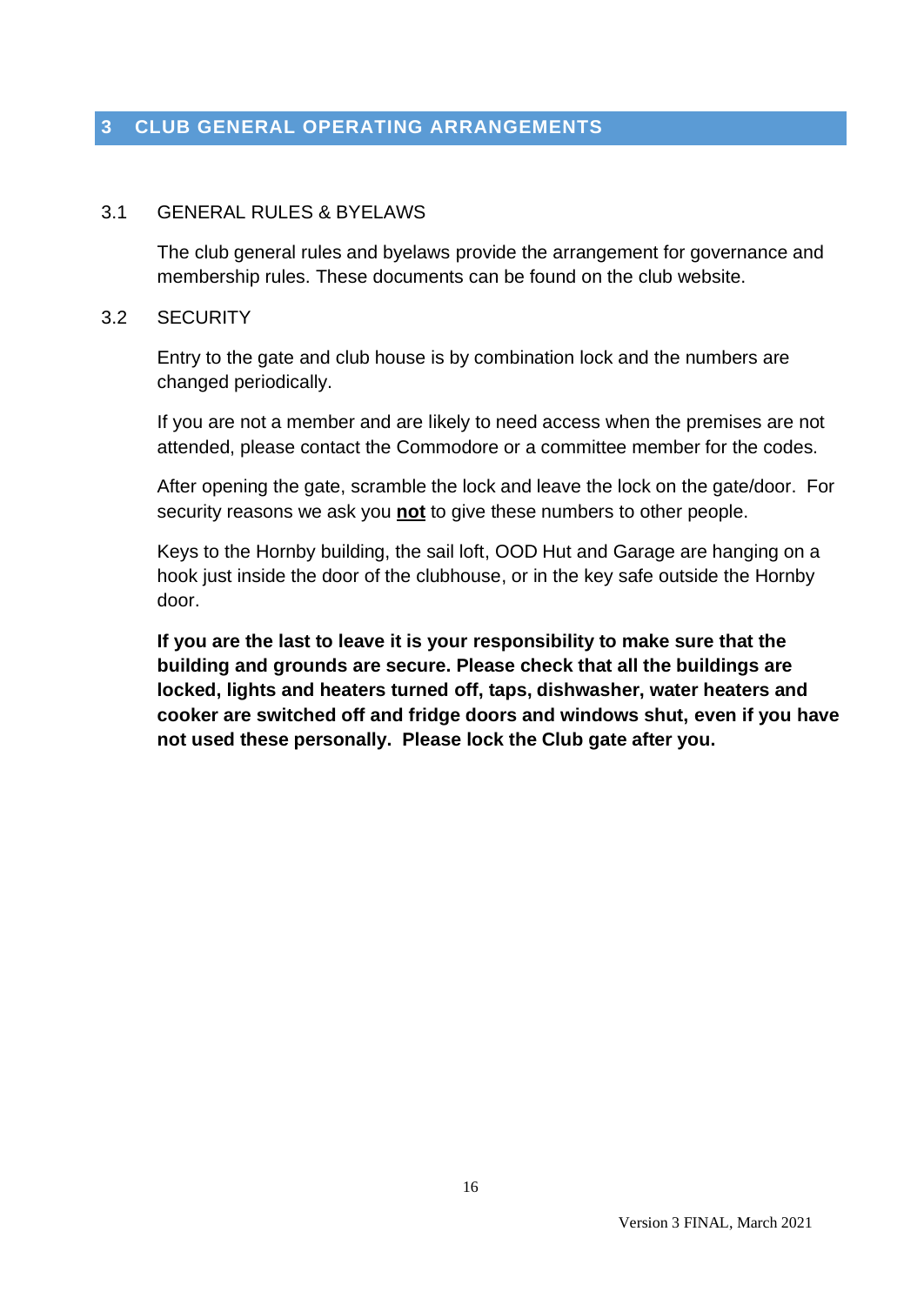# 3 CLUB GENERAL OPERATING ARRANGEMENTS

## 3.1 GENERAL RULES & BYELAWS

The club general rules and byelaws provide the arrangement for governance and membership rules. These documents can be found on the club website.

## 3.2 SECURITY

Entry to the gate and club house is by combination lock and the numbers are changed periodically.

If you are not a member and are likely to need access when the premises are not attended, please contact the Commodore or a committee member for the codes.

After opening the gate, scramble the lock and leave the lock on the gate/door. For security reasons we ask you **<u>not</u>** to give these numbers to other people.

Keys to the Hornby building, the sail loft, OOD Hut and Garage are hanging on a hook just inside the door of the clubhouse, or in the key safe outside the Hornby door.

**If you are the last to leave it is your responsibility to make sure that the building and grounds are secure. Please check that all the buildings are locked, lights and heaters turned off, taps, dishwasher, water heaters and cooker are switched off and fridge doors and windows shut, even if you have not used these personally. Please lock the Club gate after you.**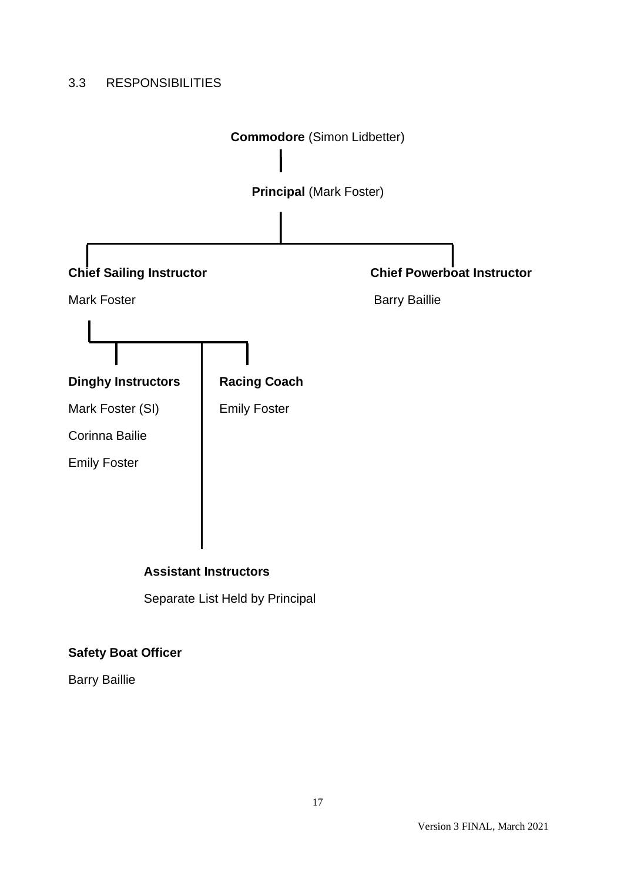## 3.3 RESPONSIBILITIES

**Commodore** (Simon Lidbetter)

**Principal** (Mark Foster)

**Chief Sailing Instructor**

Mark Foster

**Chief Powerboat Instructor**

Barry Baillie

**Dinghy Instructors**

Mark Foster (SI)

Corinna Bailie

Emily Foster

**Racing Coach**

Emily Foster

**Assistant Instructors**

Separate List Held by Principal

**Safety Boat Officer**

Barry Baillie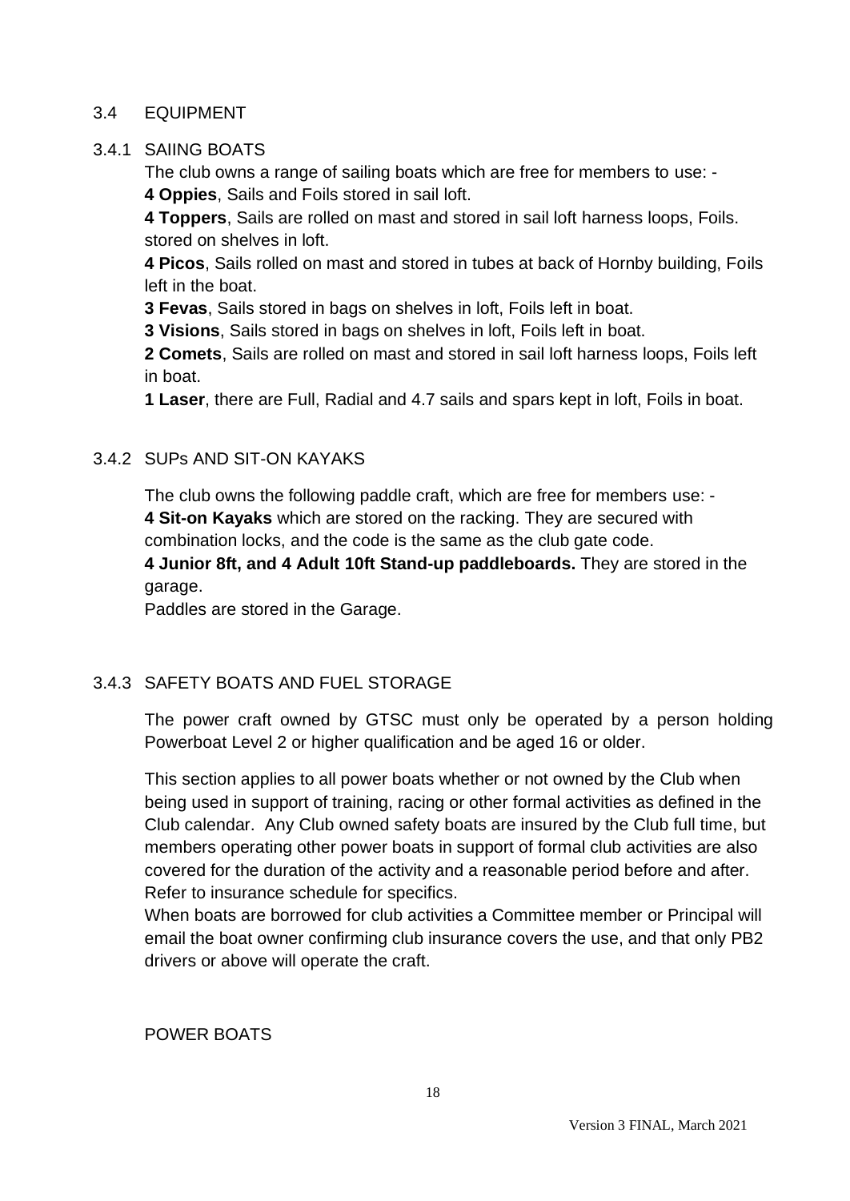## 3.4 EQUIPMENT

### 3.4.1 SAIING BOATS

The club owns a range of sailing boats which are free for members to use: -

**4 Oppies**, Sails and Foils stored in sail loft.

**4 Toppers**, Sails are rolled on mast and stored in sail loft harness loops, Foils. stored on shelves in loft.

**4 Picos**, Sails rolled on mast and stored in tubes at back of Hornby building, Foils left in the boat.

**3 Fevas**, Sails stored in bags on shelves in loft, Foils left in boat.

**3 Visions**, Sails stored in bags on shelves in loft, Foils left in boat.

**2 Comets**, Sails are rolled on mast and stored in sail loft harness loops, Foils left in boat.

**1 Laser**, there are Full, Radial and 4.7 sails and spars kept in loft, Foils in boat.

### 3.4.2 SUPs AND SIT-ON KAYAKS

The club owns the following paddle craft, which are free for members use: -

**4 Sit-on Kayaks** which are stored on the racking. They are secured with combination locks, and the code is the same as the club gate code.

**4 Junior 8ft, and 4 Adult 10ft Stand-up paddleboards.** They are stored in the garage.

Paddles are stored in the Garage.

### 3.4.3 SAFETY BOATS AND FUEL STORAGE

The power craft owned by GTSC must only be operated by a person holding Powerboat Level 2 or higher qualification and be aged 16 or older.

This section applies to all power boats whether or not owned by the Club when being used in support of training, racing or other formal activities as defined in the Club calendar. Any Club owned safety boats are insured by the Club full time, but members operating other power boats in support of formal club activities are also covered for the duration of the activity and a reasonable period before and after. Refer to insurance schedule for specifics.

When boats are borrowed for club activities a Committee member or Principal will email the boat owner confirming club insurance covers the use, and that only PB2 drivers or above will operate the craft.

POWER BOATS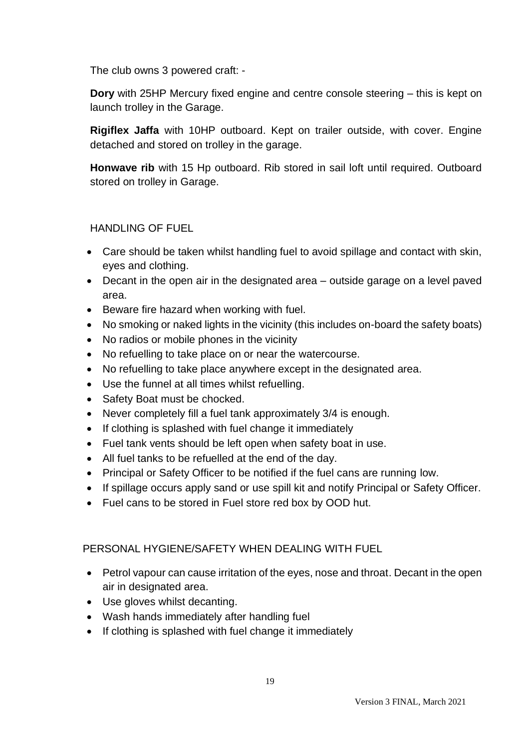The club owns 3 powered craft: -

**Dory** with 25HP Mercury fixed engine and centre console steering – this is kept on launch trolley in the Garage.

**Rigiflex Jaffa** with 10HP outboard. Kept on trailer outside, with cover. Engine detached and stored on trolley in the garage.

**Honwave rib** with 15 Hp outboard. Rib stored in sail loft until required. Outboard stored on trolley in Garage.

## HANDLING OF FUEL

- Care should be taken whilst handling fuel to avoid spillage and contact with skin, eyes and clothing.
- Decant in the open air in the designated area – outside garage on a level paved area.
- Beware fire hazard when working with fuel.
- No smoking or naked lights in the vicinity (this includes on-board the safety boats)
- No radios or mobile phones in the vicinity
- No refuelling to take place on or near the watercourse.
- No refuelling to take place anywhere except in the designated area.
- Use the funnel at all times whilst refuelling.
- Safety Boat must be chocked.
- Never completely fill a fuel tank approximately 3/4 is enough.
- If clothing is splashed with fuel change it immediately
- Fuel tank vents should be left open when safety boat in use.
- All fuel tanks to be refuelled at the end of the day.
- Principal or Safety Officer to be notified if the fuel cans are running low.
- If spillage occurs apply sand or use spill kit and notify Principal or Safety Officer.
- Fuel cans to be stored in Fuel store red box by OOD hut.

## PERSONAL HYGIENE/SAFETY WHEN DEALING WITH FUEL

- Petrol vapour can cause irritation of the eyes, nose and throat. Decant in the open air in designated area.
- Use gloves whilst decanting.
- Wash hands immediately after handling fuel
- If clothing is splashed with fuel change it immediately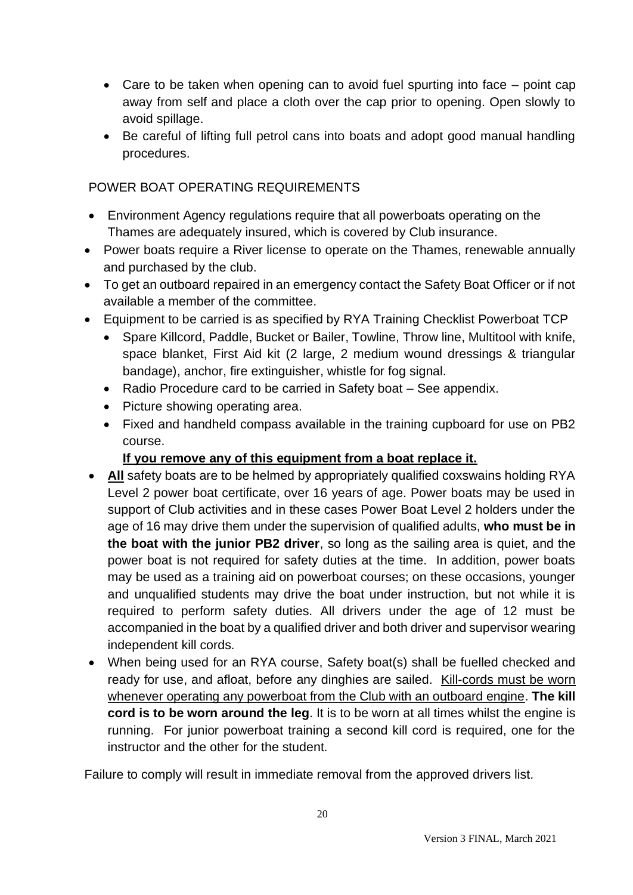- Care to be taken when opening can to avoid fuel spurting into face – point cap away from self and place a cloth over the cap prior to opening. Open slowly to avoid spillage.
- Be careful of lifting full petrol cans into boats and adopt good manual handling procedures.

## POWER BOAT OPERATING REQUIREMENTS

- Environment Agency regulations require that all powerboats operating on the Thames are adequately insured, which is covered by Club insurance.
- Power boats require a River license to operate on the Thames, renewable annually and purchased by the club.
- To get an outboard repaired in an emergency contact the Safety Boat Officer or if not available a member of the committee.
- Equipment to be carried is as specified by RYA Training Checklist Powerboat TCP
  - Spare Killcord, Paddle, Bucket or Bailer, Towline, Throw line, Multitool with knife, space blanket, First Aid kit (2 large, 2 medium wound dressings & triangular bandage), anchor, fire extinguisher, whistle for fog signal.
  - Radio Procedure card to be carried in Safety boat – See appendix.
  - Picture showing operating area.
  - Fixed and handheld compass available in the training cupboard for use on PB2 course.

    **If you remove any of this equipment from a boat replace it.**
- **All** safety boats are to be helmed by appropriately qualified coxswains holding RYA Level 2 power boat certificate, over 16 years of age. Power boats may be used in support of Club activities and in these cases Power Boat Level 2 holders under the age of 16 may drive them under the supervision of qualified adults, **who must be in the boat with the junior PB2 driver**, so long as the sailing area is quiet, and the power boat is not required for safety duties at the time. In addition, power boats may be used as a training aid on powerboat courses; on these occasions, younger and unqualified students may drive the boat under instruction, but not while it is required to perform safety duties. All drivers under the age of 12 must be accompanied in the boat by a qualified driver and both driver and supervisor wearing independent kill cords.
- When being used for an RYA course, Safety boat(s) shall be fuelled checked and ready for use, and afloat, before any dinghies are sailed. Kill-cords must be worn whenever operating any powerboat from the Club with an outboard engine. **The kill cord is to be worn around the leg**. It is to be worn at all times whilst the engine is running. For junior powerboat training a second kill cord is required, one for the instructor and the other for the student.

Failure to comply will result in immediate removal from the approved drivers list.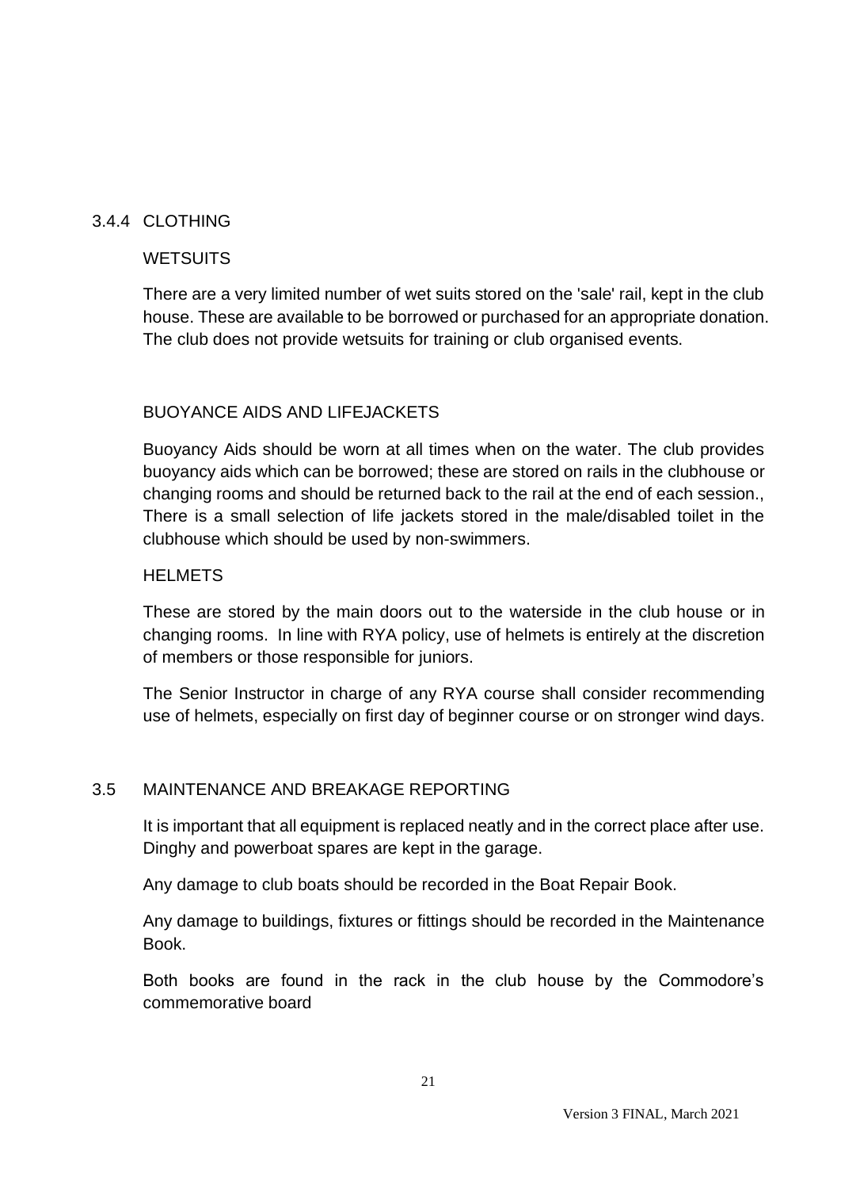### 3.4.4 CLOTHING

WETSUITS

There are a very limited number of wet suits stored on the 'sale' rail, kept in the club house. These are available to be borrowed or purchased for an appropriate donation. The club does not provide wetsuits for training or club organised events.

BUOYANCE AIDS AND LIFEJACKETS

Buoyancy Aids should be worn at all times when on the water. The club provides buoyancy aids which can be borrowed; these are stored on rails in the clubhouse or changing rooms and should be returned back to the rail at the end of each session., There is a small selection of life jackets stored in the male/disabled toilet in the clubhouse which should be used by non-swimmers.

HELMETS

These are stored by the main doors out to the waterside in the club house or in changing rooms. In line with RYA policy, use of helmets is entirely at the discretion of members or those responsible for juniors.

The Senior Instructor in charge of any RYA course shall consider recommending use of helmets, especially on first day of beginner course or on stronger wind days.

## 3.5 MAINTENANCE AND BREAKAGE REPORTING

It is important that all equipment is replaced neatly and in the correct place after use. Dinghy and powerboat spares are kept in the garage.

Any damage to club boats should be recorded in the Boat Repair Book.

Any damage to buildings, fixtures or fittings should be recorded in the Maintenance Book.

Both books are found in the rack in the club house by the Commodore's commemorative board

Version 3 FINAL, March 2021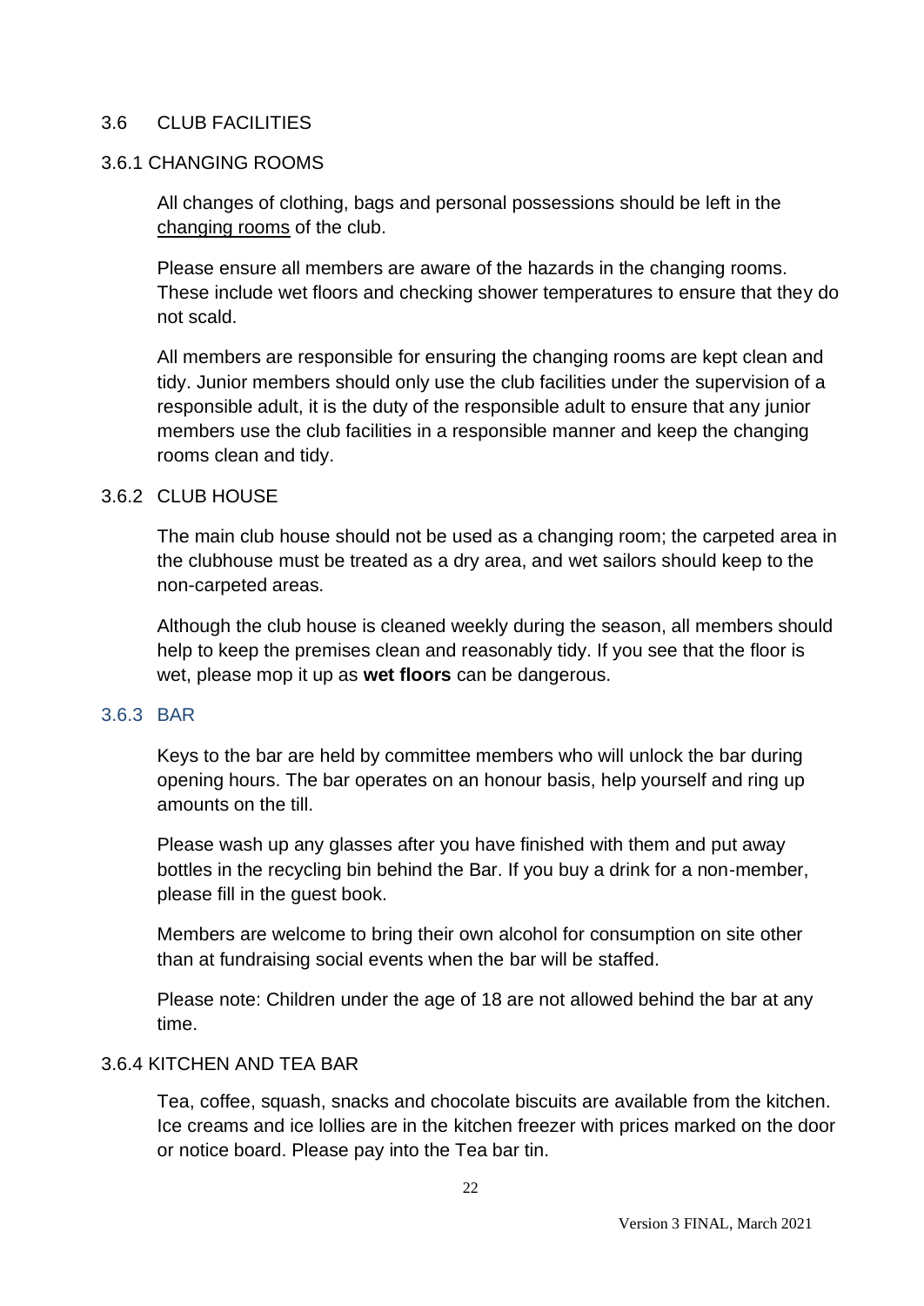## 3.6 CLUB FACILITIES

### 3.6.1 CHANGING ROOMS

All changes of clothing, bags and personal possessions should be left in the changing rooms of the club.

Please ensure all members are aware of the hazards in the changing rooms. These include wet floors and checking shower temperatures to ensure that they do not scald.

All members are responsible for ensuring the changing rooms are kept clean and tidy. Junior members should only use the club facilities under the supervision of a responsible adult, it is the duty of the responsible adult to ensure that any junior members use the club facilities in a responsible manner and keep the changing rooms clean and tidy.

### 3.6.2 CLUB HOUSE

The main club house should not be used as a changing room; the carpeted area in the clubhouse must be treated as a dry area, and wet sailors should keep to the non-carpeted areas.

Although the club house is cleaned weekly during the season, all members should help to keep the premises clean and reasonably tidy. If you see that the floor is wet, please mop it up as **wet floors** can be dangerous.

### 3.6.3 BAR

Keys to the bar are held by committee members who will unlock the bar during opening hours. The bar operates on an honour basis, help yourself and ring up amounts on the till.

Please wash up any glasses after you have finished with them and put away bottles in the recycling bin behind the Bar. If you buy a drink for a non-member, please fill in the guest book.

Members are welcome to bring their own alcohol for consumption on site other than at fundraising social events when the bar will be staffed.

Please note: Children under the age of 18 are not allowed behind the bar at any time.

### 3.6.4 KITCHEN AND TEA BAR

Tea, coffee, squash, snacks and chocolate biscuits are available from the kitchen. Ice creams and ice lollies are in the kitchen freezer with prices marked on the door or notice board. Please pay into the Tea bar tin.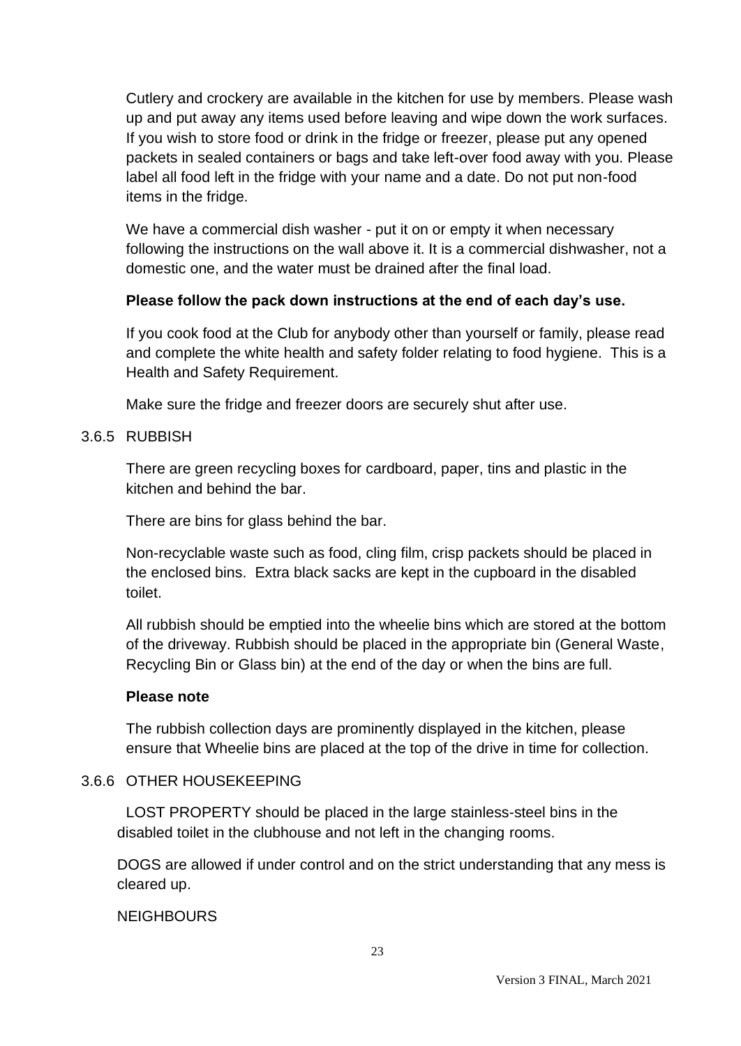Cutlery and crockery are available in the kitchen for use by members. Please wash up and put away any items used before leaving and wipe down the work surfaces. If you wish to store food or drink in the fridge or freezer, please put any opened packets in sealed containers or bags and take left-over food away with you. Please label all food left in the fridge with your name and a date. Do not put non-food items in the fridge.

We have a commercial dish washer - put it on or empty it when necessary following the instructions on the wall above it. It is a commercial dishwasher, not a domestic one, and the water must be drained after the final load.

**Please follow the pack down instructions at the end of each day's use.**

If you cook food at the Club for anybody other than yourself or family, please read and complete the white health and safety folder relating to food hygiene. This is a Health and Safety Requirement.

Make sure the fridge and freezer doors are securely shut after use.

### 3.6.5 RUBBISH

There are green recycling boxes for cardboard, paper, tins and plastic in the kitchen and behind the bar.

There are bins for glass behind the bar.

Non-recyclable waste such as food, cling film, crisp packets should be placed in the enclosed bins. Extra black sacks are kept in the cupboard in the disabled toilet.

All rubbish should be emptied into the wheelie bins which are stored at the bottom of the driveway. Rubbish should be placed in the appropriate bin (General Waste, Recycling Bin or Glass bin) at the end of the day or when the bins are full.

**Please note**

The rubbish collection days are prominently displayed in the kitchen, please ensure that Wheelie bins are placed at the top of the drive in time for collection.

### 3.6.6 OTHER HOUSEKEEPING

LOST PROPERTY should be placed in the large stainless-steel bins in the disabled toilet in the clubhouse and not left in the changing rooms.

DOGS are allowed if under control and on the strict understanding that any mess is cleared up.

NEIGHBOURS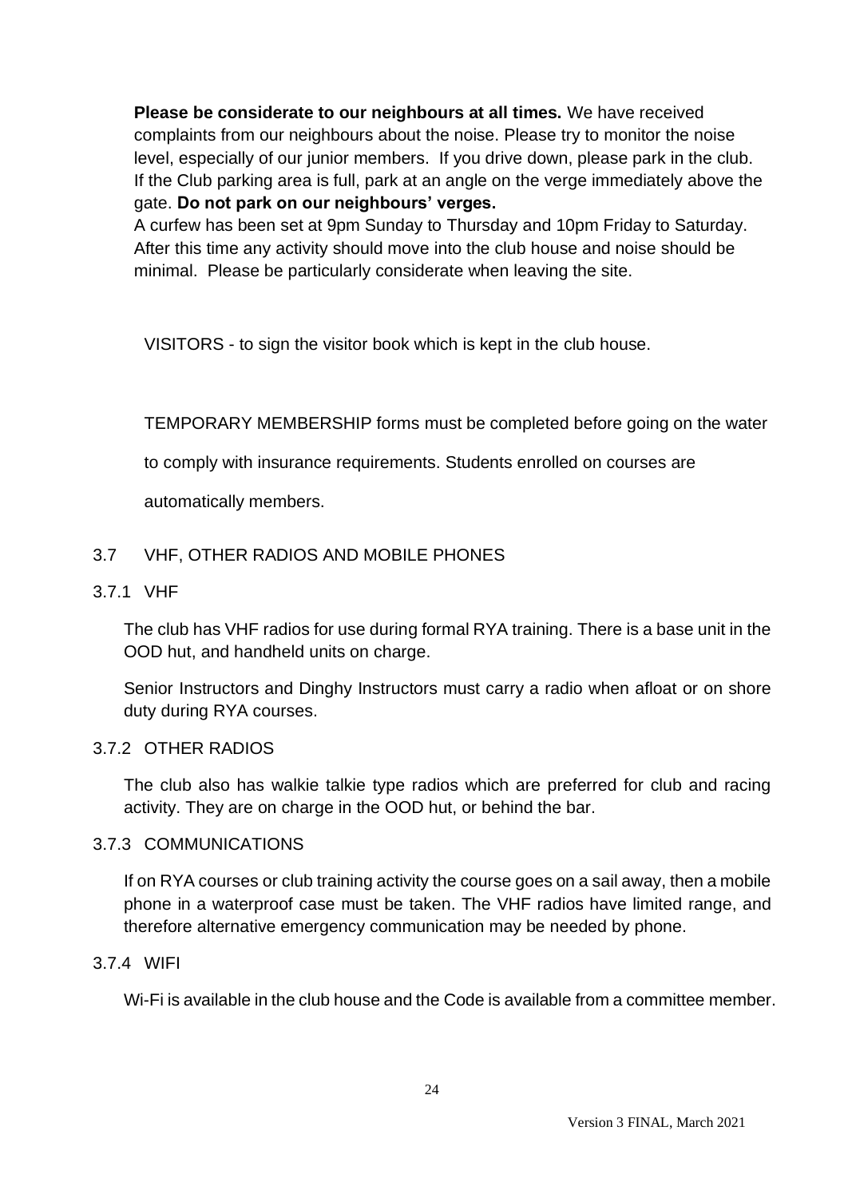**Please be considerate to our neighbours at all times.** We have received complaints from our neighbours about the noise. Please try to monitor the noise level, especially of our junior members. If you drive down, please park in the club. If the Club parking area is full, park at an angle on the verge immediately above the gate. **Do not park on our neighbours' verges.**

A curfew has been set at 9pm Sunday to Thursday and 10pm Friday to Saturday. After this time any activity should move into the club house and noise should be minimal. Please be particularly considerate when leaving the site.

VISITORS - to sign the visitor book which is kept in the club house.

TEMPORARY MEMBERSHIP forms must be completed before going on the water to comply with insurance requirements. Students enrolled on courses are automatically members.

## 3.7 VHF, OTHER RADIOS AND MOBILE PHONES

### 3.7.1 VHF

The club has VHF radios for use during formal RYA training. There is a base unit in the OOD hut, and handheld units on charge.

Senior Instructors and Dinghy Instructors must carry a radio when afloat or on shore duty during RYA courses.

### 3.7.2 OTHER RADIOS

The club also has walkie talkie type radios which are preferred for club and racing activity. They are on charge in the OOD hut, or behind the bar.

### 3.7.3 COMMUNICATIONS

If on RYA courses or club training activity the course goes on a sail away, then a mobile phone in a waterproof case must be taken. The VHF radios have limited range, and therefore alternative emergency communication may be needed by phone.

### 3.7.4 WIFI

Wi-Fi is available in the club house and the Code is available from a committee member.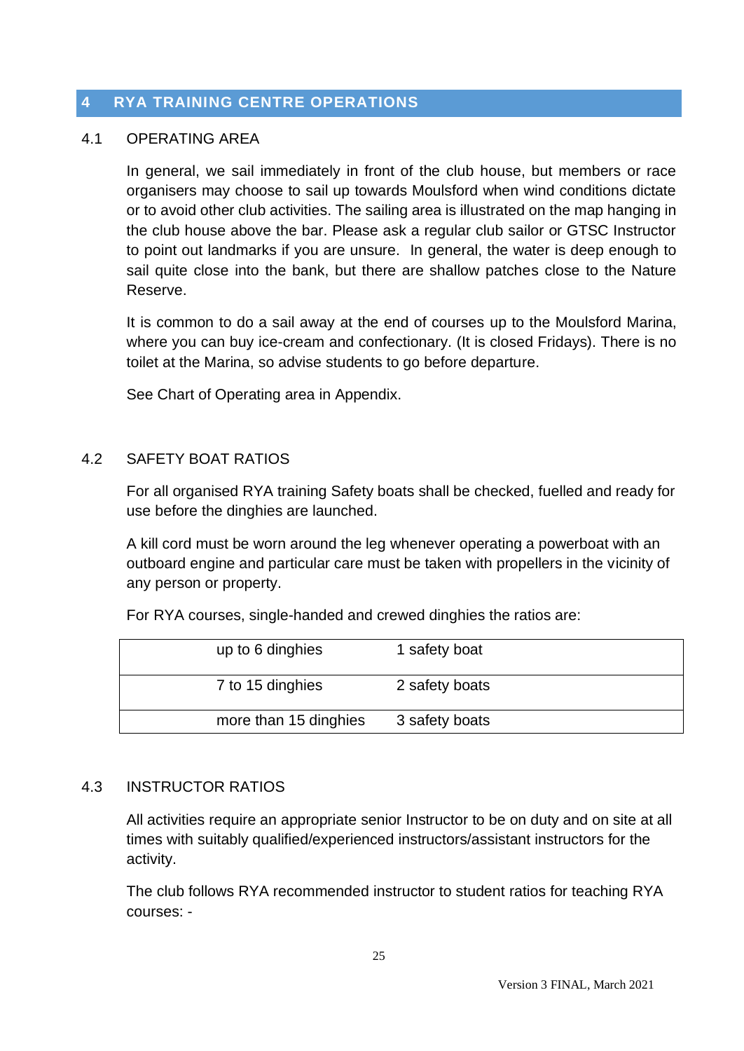## 4 RYA TRAINING CENTRE OPERATIONS

### 4.1 OPERATING AREA

In general, we sail immediately in front of the club house, but members or race organisers may choose to sail up towards Moulsford when wind conditions dictate or to avoid other club activities. The sailing area is illustrated on the map hanging in the club house above the bar. Please ask a regular club sailor or GTSC Instructor to point out landmarks if you are unsure. In general, the water is deep enough to sail quite close into the bank, but there are shallow patches close to the Nature Reserve.

It is common to do a sail away at the end of courses up to the Moulsford Marina, where you can buy ice-cream and confectionary. (It is closed Fridays). There is no toilet at the Marina, so advise students to go before departure.

See Chart of Operating area in Appendix.

### 4.2 SAFETY BOAT RATIOS

For all organised RYA training Safety boats shall be checked, fuelled and ready for use before the dinghies are launched.

A kill cord must be worn around the leg whenever operating a powerboat with an outboard engine and particular care must be taken with propellers in the vicinity of any person or property.

For RYA courses, single-handed and crewed dinghies the ratios are:

| | |
|---|---|
| up to 6 dinghies | 1 safety boat |
| 7 to 15 dinghies | 2 safety boats |
| more than 15 dinghies | 3 safety boats |

### 4.3 INSTRUCTOR RATIOS

All activities require an appropriate senior Instructor to be on duty and on site at all times with suitably qualified/experienced instructors/assistant instructors for the activity.

The club follows RYA recommended instructor to student ratios for teaching RYA courses: -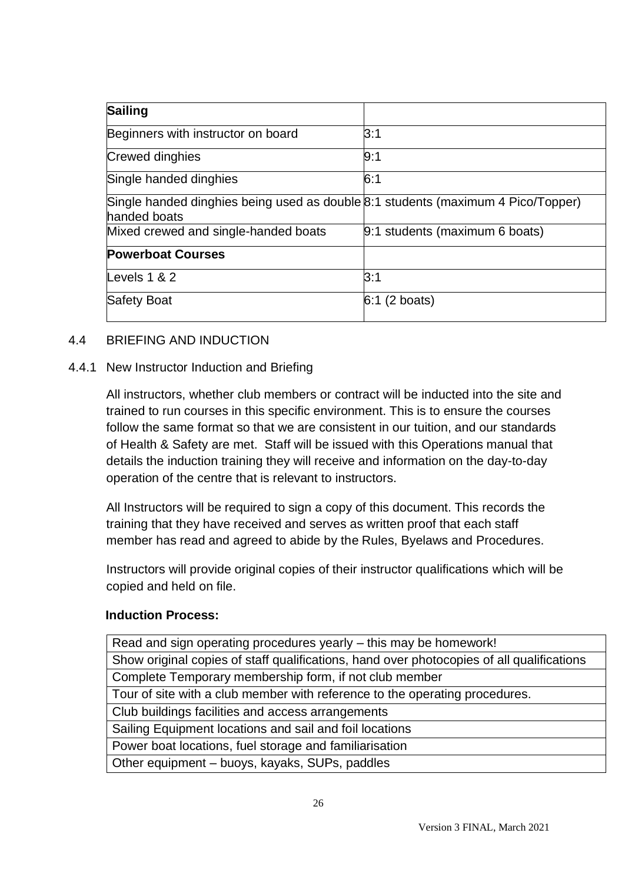| **Sailing** | |
|---|---|
| Beginners with instructor on board | 3:1 |
| Crewed dinghies | 9:1 |
| Single handed dinghies | 6:1 |
| Single handed dinghies being used as double handed boats | 8:1 students (maximum 4 Pico/Topper) |
| Mixed crewed and single-handed boats | 9:1 students (maximum 6 boats) |
| **Powerboat Courses** | |
| Levels 1 & 2 | 3:1 |
| Safety Boat | 6:1 (2 boats) |

## 4.4 BRIEFING AND INDUCTION

### 4.4.1 New Instructor Induction and Briefing

All instructors, whether club members or contract will be inducted into the site and trained to run courses in this specific environment. This is to ensure the courses follow the same format so that we are consistent in our tuition, and our standards of Health & Safety are met. Staff will be issued with this Operations manual that details the induction training they will receive and information on the day-to-day operation of the centre that is relevant to instructors.

All Instructors will be required to sign a copy of this document. This records the training that they have received and serves as written proof that each staff member has read and agreed to abide by the Rules, Byelaws and Procedures.

Instructors will provide original copies of their instructor qualifications which will be copied and held on file.

**Induction Process:**

| Read and sign operating procedures yearly – this may be homework! |
|---|
| Show original copies of staff qualifications, hand over photocopies of all qualifications |
| Complete Temporary membership form, if not club member |
| Tour of site with a club member with reference to the operating procedures. |
| Club buildings facilities and access arrangements |
| Sailing Equipment locations and sail and foil locations |
| Power boat locations, fuel storage and familiarisation |
| Other equipment – buoys, kayaks, SUPs, paddles |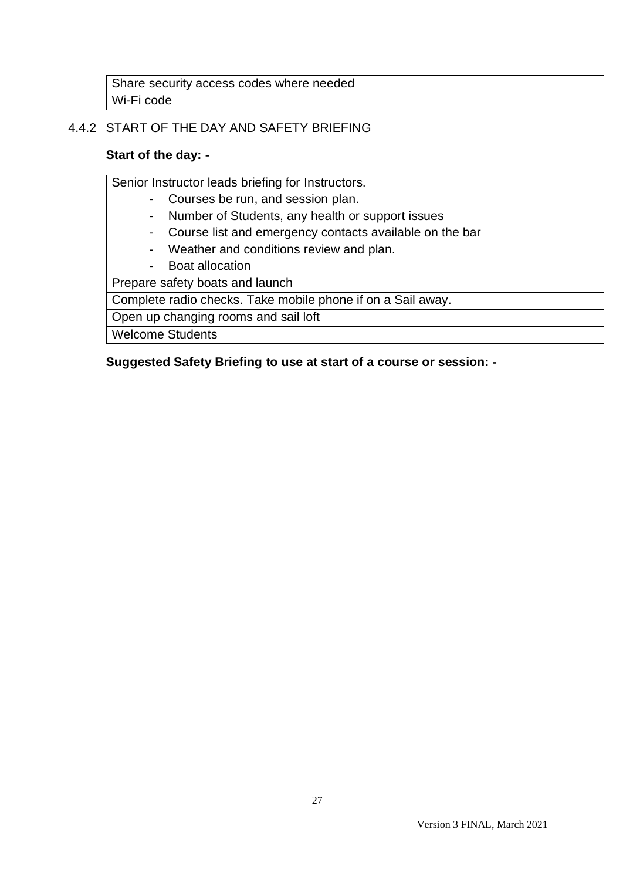| Share security access codes where needed |
| --- |
| Wi-Fi code |

### 4.4.2 START OF THE DAY AND SAFETY BRIEFING

**Start of the day: -**

| Senior Instructor leads briefing for Instructors.<br>- Courses be run, and session plan.<br>- Number of Students, any health or support issues<br>- Course list and emergency contacts available on the bar<br>- Weather and conditions review and plan.<br>- Boat allocation |
| --- |
| Prepare safety boats and launch |
| Complete radio checks. Take mobile phone if on a Sail away. |
| Open up changing rooms and sail loft |
| Welcome Students |

**Suggested Safety Briefing to use at start of a course or session: -**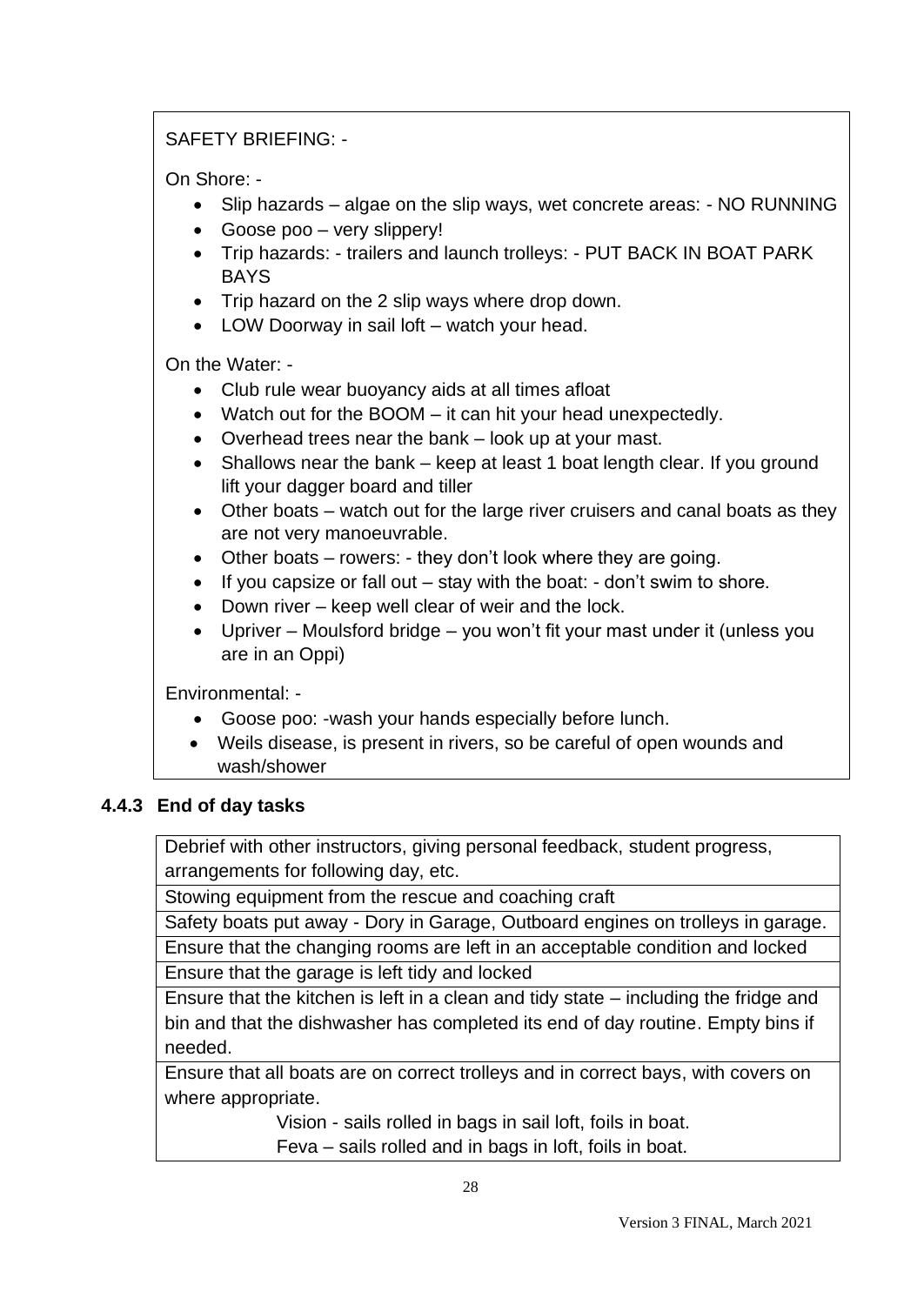SAFETY BRIEFING: -

On Shore: -

- Slip hazards – algae on the slip ways, wet concrete areas: - NO RUNNING
- Goose poo – very slippery!
- Trip hazards: - trailers and launch trolleys: - PUT BACK IN BOAT PARK BAYS
- Trip hazard on the 2 slip ways where drop down.
- LOW Doorway in sail loft – watch your head.

On the Water: -

- Club rule wear buoyancy aids at all times afloat
- Watch out for the BOOM – it can hit your head unexpectedly.
- Overhead trees near the bank – look up at your mast.
- Shallows near the bank – keep at least 1 boat length clear. If you ground lift your dagger board and tiller
- Other boats – watch out for the large river cruisers and canal boats as they are not very manoeuvrable.
- Other boats – rowers: - they don't look where they are going.
- If you capsize or fall out – stay with the boat: - don't swim to shore.
- Down river – keep well clear of weir and the lock.
- Upriver – Moulsford bridge – you won't fit your mast under it (unless you are in an Oppi)

Environmental: -

- Goose poo: -wash your hands especially before lunch.
- Weils disease, is present in rivers, so be careful of open wounds and wash/shower

### 4.4.3 End of day tasks

| |
|---|
| Debrief with other instructors, giving personal feedback, student progress, arrangements for following day, etc. |
| Stowing equipment from the rescue and coaching craft |
| Safety boats put away - Dory in Garage, Outboard engines on trolleys in garage. |
| Ensure that the changing rooms are left in an acceptable condition and locked |
| Ensure that the garage is left tidy and locked |
| Ensure that the kitchen is left in a clean and tidy state – including the fridge and bin and that the dishwasher has completed its end of day routine. Empty bins if needed. |
| Ensure that all boats are on correct trolleys and in correct bays, with covers on where appropriate.<br>Vision - sails rolled in bags in sail loft, foils in boat.<br>Feva – sails rolled and in bags in loft, foils in boat. |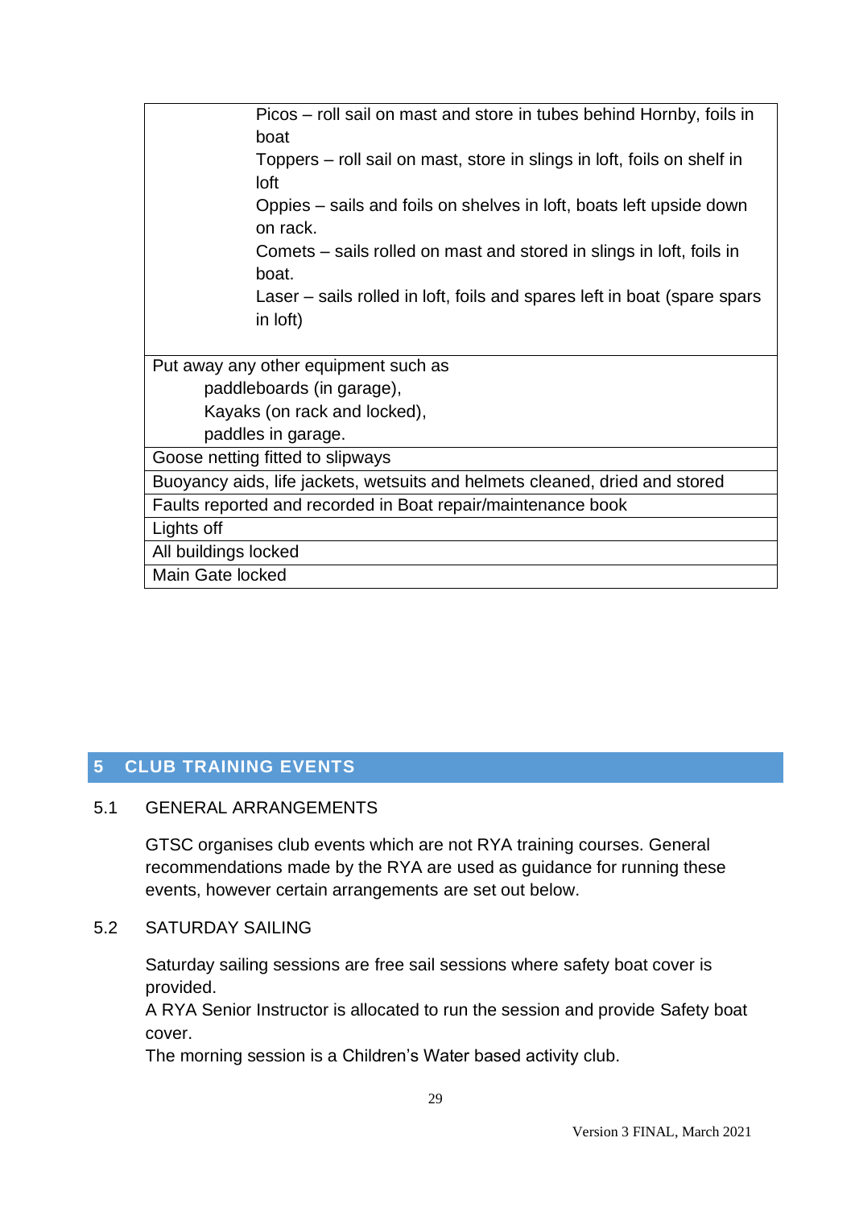| |
|---|
| Picos – roll sail on mast and store in tubes behind Hornby, foils in boat<br>Toppers – roll sail on mast, store in slings in loft, foils on shelf in loft<br>Oppies – sails and foils on shelves in loft, boats left upside down on rack.<br>Comets – sails rolled on mast and stored in slings in loft, foils in boat.<br>Laser – sails rolled in loft, foils and spares left in boat (spare spars in loft) |
| Put away any other equipment such as<br>paddleboards (in garage),<br>Kayaks (on rack and locked),<br>paddles in garage. |
| Goose netting fitted to slipways |
| Buoyancy aids, life jackets, wetsuits and helmets cleaned, dried and stored |
| Faults reported and recorded in Boat repair/maintenance book |
| Lights off |
| All buildings locked |
| Main Gate locked |

# 5 CLUB TRAINING EVENTS

## 5.1 GENERAL ARRANGEMENTS

GTSC organises club events which are not RYA training courses. General recommendations made by the RYA are used as guidance for running these events, however certain arrangements are set out below.

## 5.2 SATURDAY SAILING

Saturday sailing sessions are free sail sessions where safety boat cover is provided.
A RYA Senior Instructor is allocated to run the session and provide Safety boat cover.
The morning session is a Children's Water based activity club.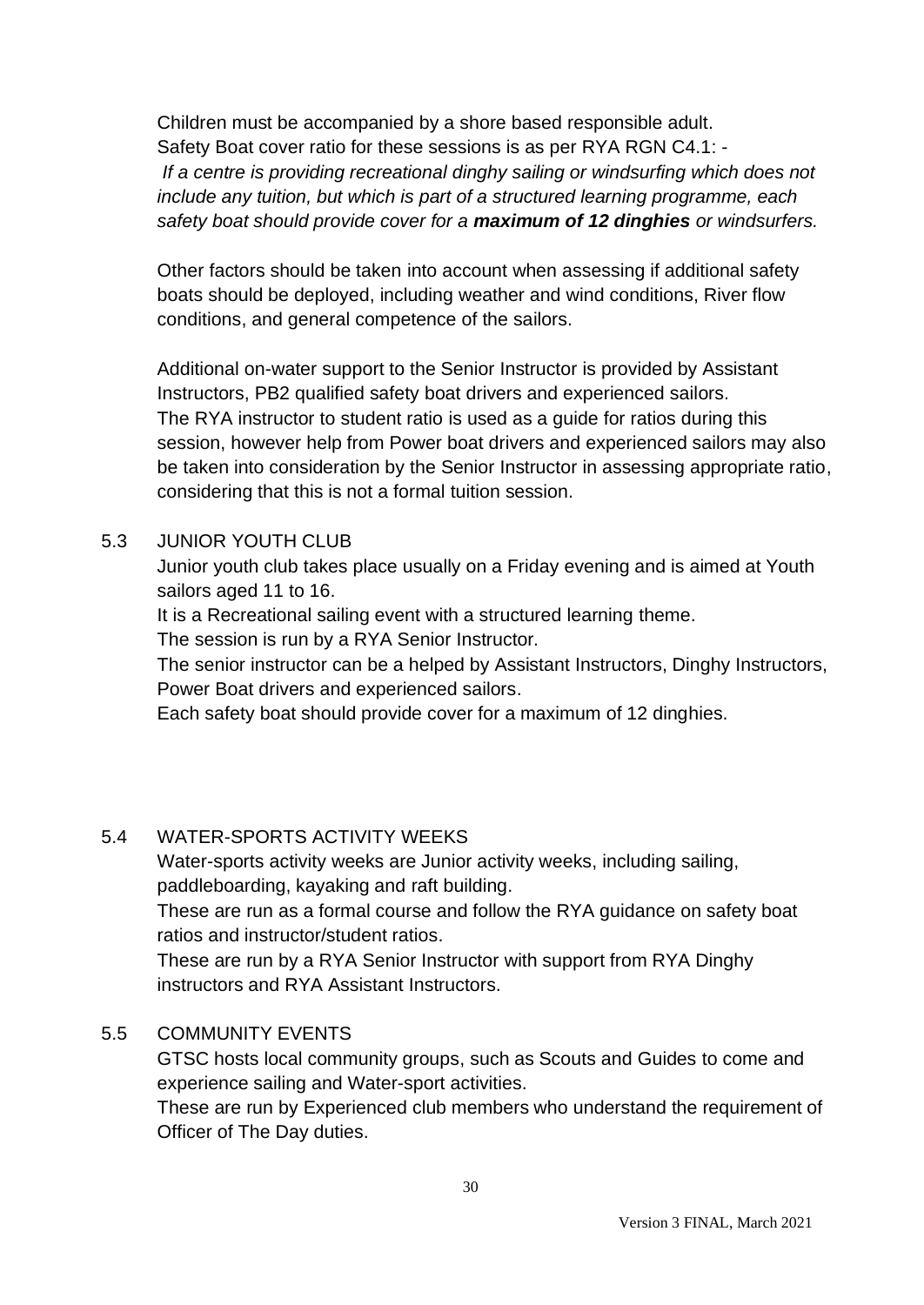Children must be accompanied by a shore based responsible adult.
Safety Boat cover ratio for these sessions is as per RYA RGN C4.1: -
*If a centre is providing recreational dinghy sailing or windsurfing which does not include any tuition, but which is part of a structured learning programme, each safety boat should provide cover for a* ***maximum of 12 dinghies*** *or windsurfers.*

Other factors should be taken into account when assessing if additional safety boats should be deployed, including weather and wind conditions, River flow conditions, and general competence of the sailors.

Additional on-water support to the Senior Instructor is provided by Assistant Instructors, PB2 qualified safety boat drivers and experienced sailors.
The RYA instructor to student ratio is used as a guide for ratios during this session, however help from Power boat drivers and experienced sailors may also be taken into consideration by the Senior Instructor in assessing appropriate ratio, considering that this is not a formal tuition session.

## 5.3 JUNIOR YOUTH CLUB

Junior youth club takes place usually on a Friday evening and is aimed at Youth sailors aged 11 to 16.
It is a Recreational sailing event with a structured learning theme.
The session is run by a RYA Senior Instructor.
The senior instructor can be a helped by Assistant Instructors, Dinghy Instructors, Power Boat drivers and experienced sailors.
Each safety boat should provide cover for a maximum of 12 dinghies.

## 5.4 WATER-SPORTS ACTIVITY WEEKS

Water-sports activity weeks are Junior activity weeks, including sailing, paddleboarding, kayaking and raft building.
These are run as a formal course and follow the RYA guidance on safety boat ratios and instructor/student ratios.
These are run by a RYA Senior Instructor with support from RYA Dinghy instructors and RYA Assistant Instructors.

## 5.5 COMMUNITY EVENTS

GTSC hosts local community groups, such as Scouts and Guides to come and experience sailing and Water-sport activities.
These are run by Experienced club members who understand the requirement of Officer of The Day duties.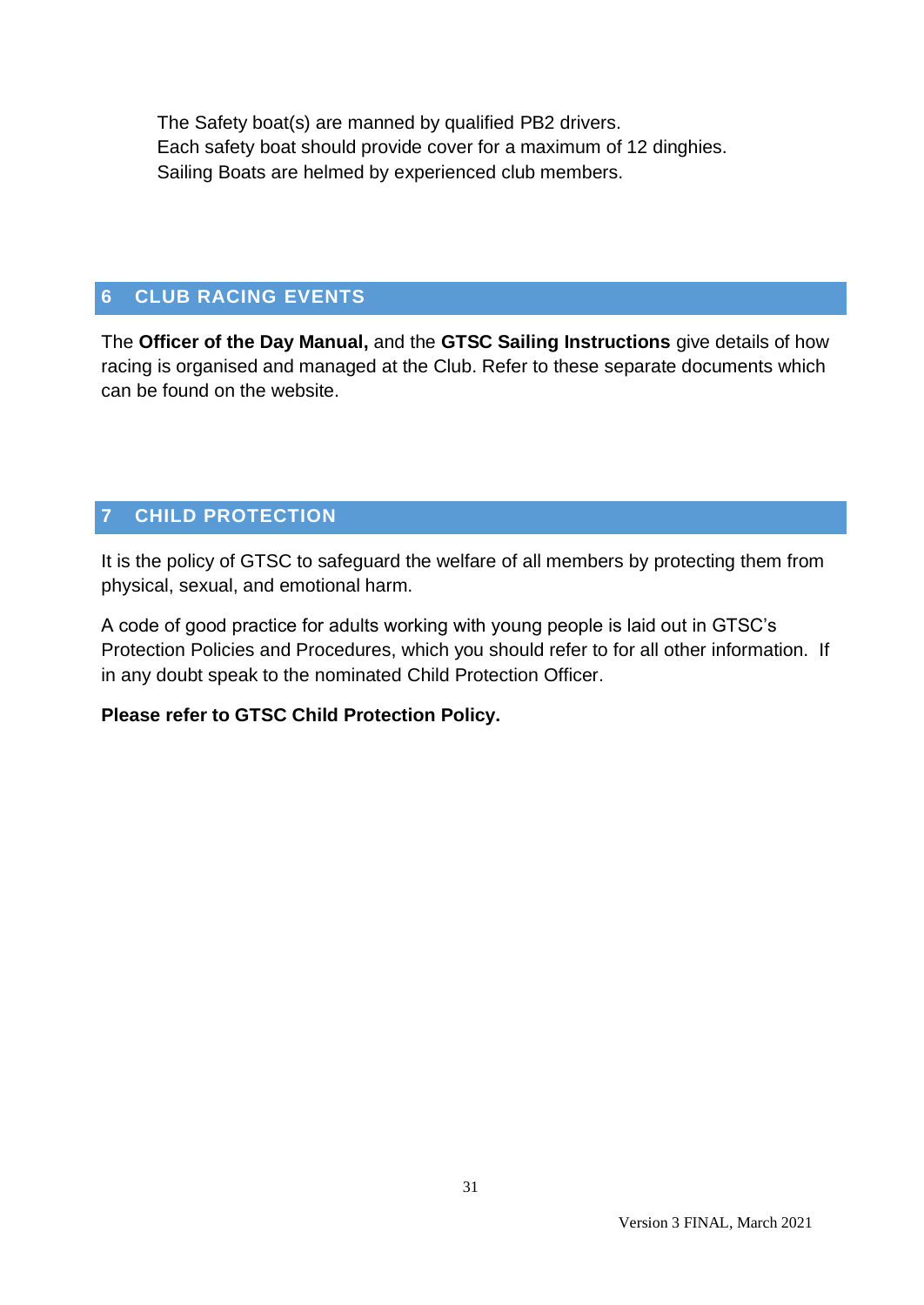The Safety boat(s) are manned by qualified PB2 drivers.
Each safety boat should provide cover for a maximum of 12 dinghies.
Sailing Boats are helmed by experienced club members.

## 6 CLUB RACING EVENTS

The **Officer of the Day Manual,** and the **GTSC Sailing Instructions** give details of how racing is organised and managed at the Club. Refer to these separate documents which can be found on the website.

## 7 CHILD PROTECTION

It is the policy of GTSC to safeguard the welfare of all members by protecting them from physical, sexual, and emotional harm.

A code of good practice for adults working with young people is laid out in GTSC's Protection Policies and Procedures, which you should refer to for all other information. If in any doubt speak to the nominated Child Protection Officer.

**Please refer to GTSC Child Protection Policy.**

Version 3 FINAL, March 2021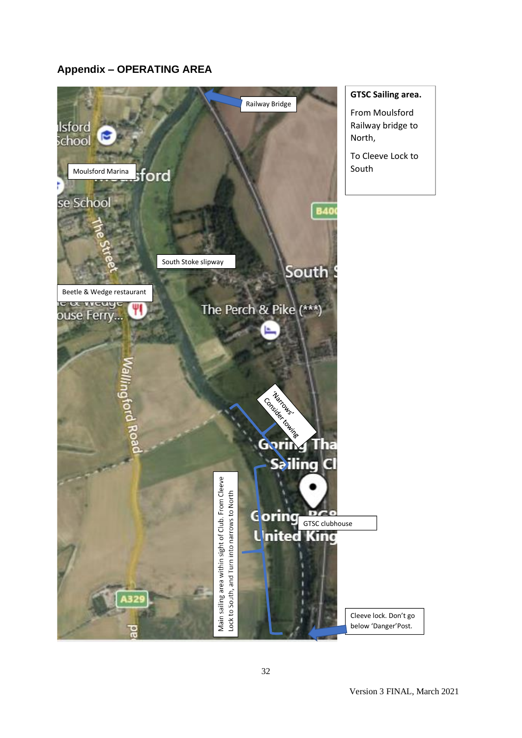## Appendix – OPERATING AREA

Railway Bridge

Moulsford Marina

South Stoke slipway

Beetle & Wedge restaurant

'Narrows' Consider towing

Main sailing area within sight of Club. From Cleeve Lock to South, and Turn into narrows to North

GTSC clubhouse

Cleeve lock. Don't go below 'Danger'Post.

**GTSC Sailing area.**

From Moulsford Railway bridge to North,

To Cleeve Lock to South

Version 3 FINAL, March 2021